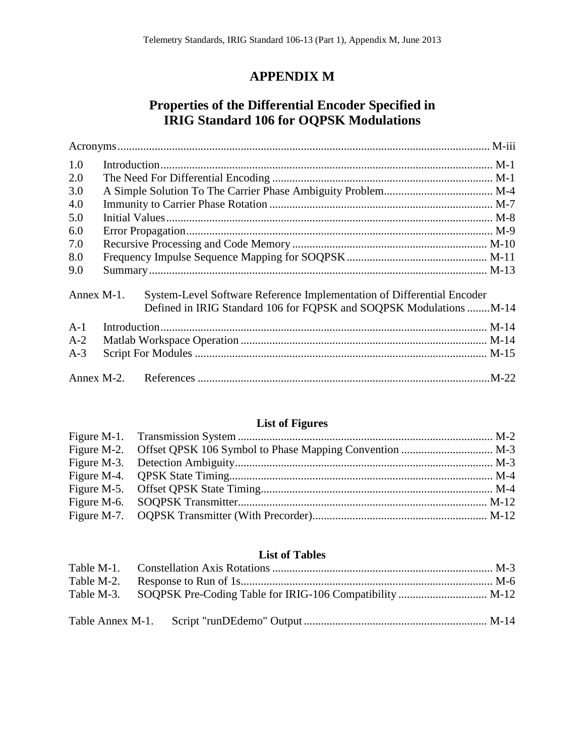# APPENDIX M

## Properties of the Differential Encoder Specified in IRIG Standard 106 for OQPSK Modulations

| | |
|---|---|
| Acronyms | M-iii |
| 1.0 Introduction | M-1 |
| 2.0 The Need For Differential Encoding | M-1 |
| 3.0 A Simple Solution To The Carrier Phase Ambiguity Problem | M-4 |
| 4.0 Immunity to Carrier Phase Rotation | M-7 |
| 5.0 Initial Values | M-8 |
| 6.0 Error Propagation | M-9 |
| 7.0 Recursive Processing and Code Memory | M-10 |
| 8.0 Frequency Impulse Sequence Mapping for SOQPSK | M-11 |
| 9.0 Summary | M-13 |
| Annex M-1. System-Level Software Reference Implementation of Differential Encoder Defined in IRIG Standard 106 for FQPSK and SOQPSK Modulations | M-14 |
| A-1 Introduction | M-14 |
| A-2 Matlab Workspace Operation | M-14 |
| A-3 Script For Modules | M-15 |
| Annex M-2. References | M-22 |

### List of Figures

| | |
|---|---|
| Figure M-1. Transmission System | M-2 |
| Figure M-2. Offset QPSK 106 Symbol to Phase Mapping Convention | M-3 |
| Figure M-3. Detection Ambiguity | M-3 |
| Figure M-4. QPSK State Timing | M-4 |
| Figure M-5. Offset QPSK State Timing | M-4 |
| Figure M-6. SOQPSK Transmitter | M-12 |
| Figure M-7. OQPSK Transmitter (With Precorder) | M-12 |

### List of Tables

| | |
|---|---|
| Table M-1. Constellation Axis Rotations | M-3 |
| Table M-2. Response to Run of 1s | M-6 |
| Table M-3. SOQPSK Pre-Coding Table for IRIG-106 Compatibility | M-12 |
| Table Annex M-1. Script "runDEdemo" Output | M-14 |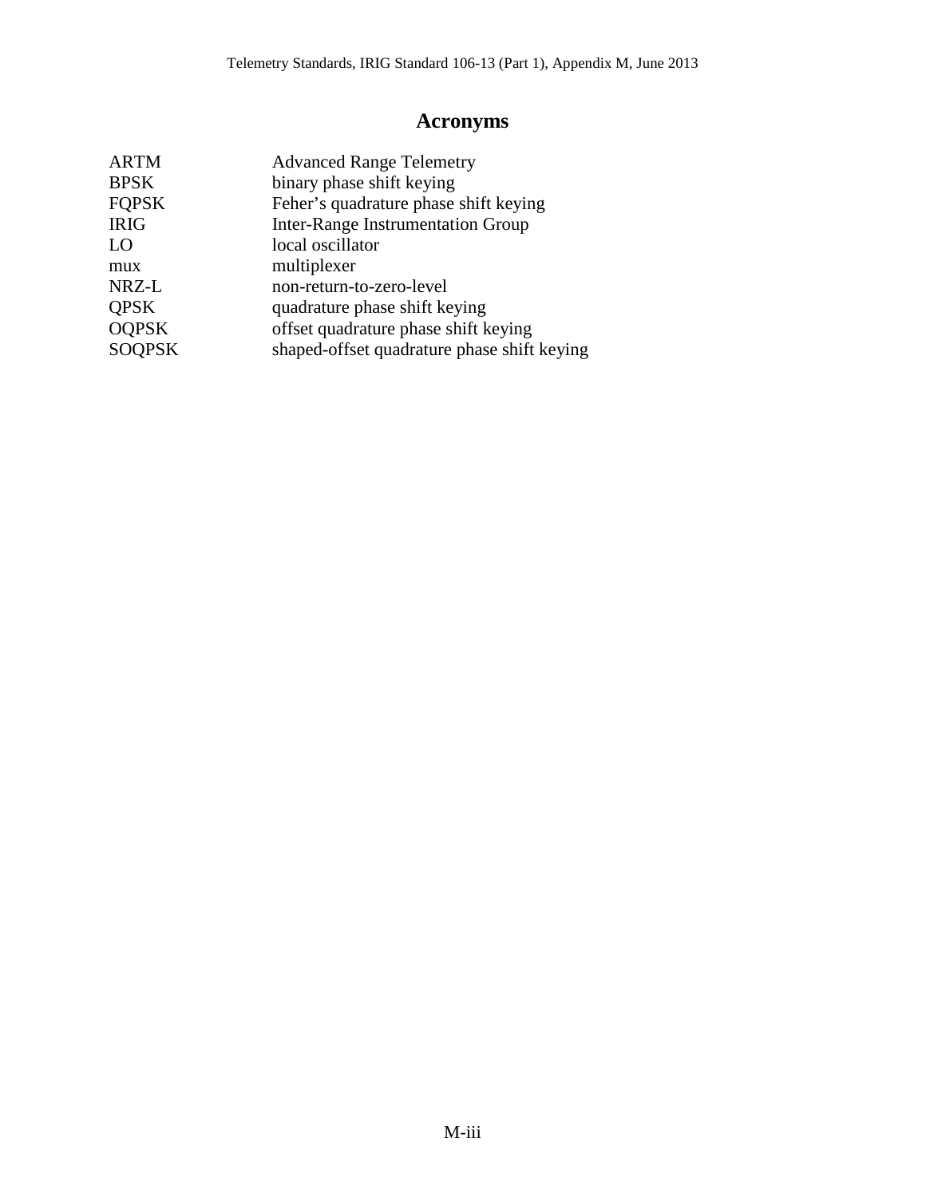# Acronyms

| | |
|---|---|
| ARTM | Advanced Range Telemetry |
| BPSK | binary phase shift keying |
| FQPSK | Feher's quadrature phase shift keying |
| IRIG | Inter-Range Instrumentation Group |
| LO | local oscillator |
| mux | multiplexer |
| NRZ-L | non-return-to-zero-level |
| QPSK | quadrature phase shift keying |
| OQPSK | offset quadrature phase shift keying |
| SOQPSK | shaped-offset quadrature phase shift keying |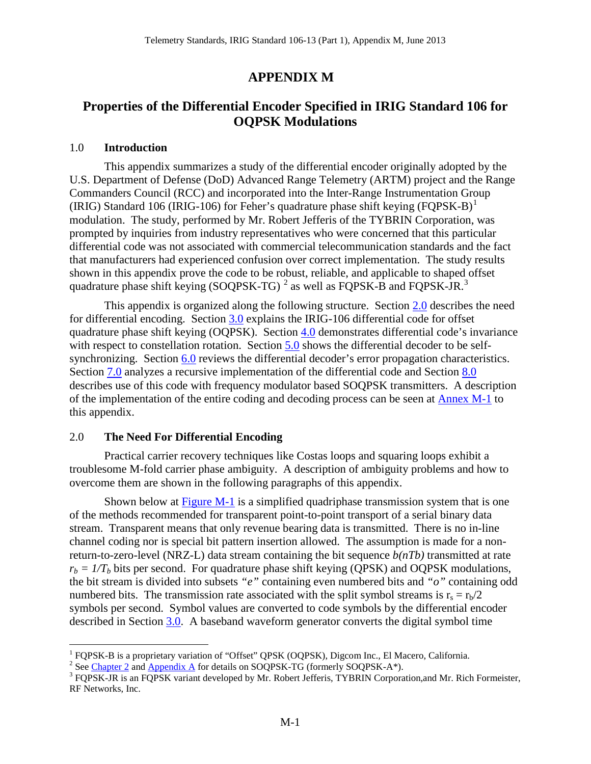# APPENDIX M

## Properties of the Differential Encoder Specified in IRIG Standard 106 for OQPSK Modulations

### 1.0 Introduction

This appendix summarizes a study of the differential encoder originally adopted by the U.S. Department of Defense (DoD) Advanced Range Telemetry (ARTM) project and the Range Commanders Council (RCC) and incorporated into the Inter-Range Instrumentation Group (IRIG) Standard 106 (IRIG-106) for Feher's quadrature phase shift keying (FQPSK-B)[1] modulation. The study, performed by Mr. Robert Jefferis of the TYBRIN Corporation, was prompted by inquiries from industry representatives who were concerned that this particular differential code was not associated with commercial telecommunication standards and the fact that manufacturers had experienced confusion over correct implementation. The study results shown in this appendix prove the code to be robust, reliable, and applicable to shaped offset quadrature phase shift keying (SOQPSK-TG) [2] as well as FQPSK-B and FQPSK-JR.[3]

This appendix is organized along the following structure. Section 2.0 describes the need for differential encoding. Section 3.0 explains the IRIG-106 differential code for offset quadrature phase shift keying (OQPSK). Section 4.0 demonstrates differential code's invariance with respect to constellation rotation. Section 5.0 shows the differential decoder to be self-synchronizing. Section 6.0 reviews the differential decoder's error propagation characteristics. Section 7.0 analyzes a recursive implementation of the differential code and Section 8.0 describes use of this code with frequency modulator based SOQPSK transmitters. A description of the implementation of the entire coding and decoding process can be seen at Annex M-1 to this appendix.

### 2.0 The Need For Differential Encoding

Practical carrier recovery techniques like Costas loops and squaring loops exhibit a troublesome M-fold carrier phase ambiguity. A description of ambiguity problems and how to overcome them are shown in the following paragraphs of this appendix.

Shown below at Figure M-1 is a simplified quadriphase transmission system that is one of the methods recommended for transparent point-to-point transport of a serial binary data stream. Transparent means that only revenue bearing data is transmitted. There is no in-line channel coding nor is special bit pattern insertion allowed. The assumption is made for a non-return-to-zero-level (NRZ-L) data stream containing the bit sequence *b(nTb)* transmitted at rate $r_b = 1/T_b$ bits per second. For quadrature phase shift keying (QPSK) and OQPSK modulations, the bit stream is divided into subsets *"e"* containing even numbered bits and *"o"* containing odd numbered bits. The transmission rate associated with the split symbol streams is $r_s = r_b/2$ symbols per second. Symbol values are converted to code symbols by the differential encoder described in Section 3.0. A baseband waveform generator converts the digital symbol time

---

[1] FQPSK-B is a proprietary variation of "Offset" QPSK (OQPSK), Digcom Inc., El Macero, California.

[2] See Chapter 2 and Appendix A for details on SOQPSK-TG (formerly SOQPSK-A*).

[3] FQPSK-JR is an FQPSK variant developed by Mr. Robert Jefferis, TYBRIN Corporation,and Mr. Rich Formeister, RF Networks, Inc.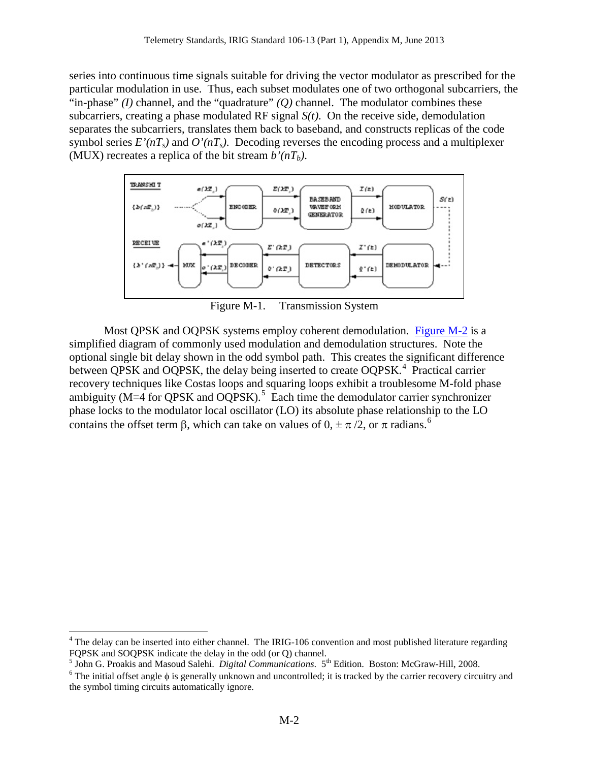series into continuous time signals suitable for driving the vector modulator as prescribed for the particular modulation in use. Thus, each subset modulates one of two orthogonal subcarriers, the "in-phase" *(I)* channel, and the "quadrature" *(Q)* channel. The modulator combines these subcarriers, creating a phase modulated RF signal $S(t)$. On the receive side, demodulation separates the subcarriers, translates them back to baseband, and constructs replicas of the code symbol series $E'(nT_s)$ and $O'(nT_s)$. Decoding reverses the encoding process and a multiplexer (MUX) recreates a replica of the bit stream $b'(nT_b)$.

Figure M-1. Transmission System

Most QPSK and OQPSK systems employ coherent demodulation. Figure M-2 is a simplified diagram of commonly used modulation and demodulation structures. Note the optional single bit delay shown in the odd symbol path. This creates the significant difference between QPSK and OQPSK, the delay being inserted to create OQPSK.[4] Practical carrier recovery techniques like Costas loops and squaring loops exhibit a troublesome M-fold phase ambiguity (M=4 for QPSK and OQPSK).[5] Each time the demodulator carrier synchronizer phase locks to the modulator local oscillator (LO) its absolute phase relationship to the LO contains the offset term $\beta$, which can take on values of 0, $\pm\,\pi/2$, or $\pi$ radians.[6]

---

[4] The delay can be inserted into either channel. The IRIG-106 convention and most published literature regarding FQPSK and SOQPSK indicate the delay in the odd (or Q) channel.

[5] John G. Proakis and Masoud Salehi. *Digital Communications.* 5th Edition. Boston: McGraw-Hill, 2008.

[6] The initial offset angle $\phi$ is generally unknown and uncontrolled; it is tracked by the carrier recovery circuitry and the symbol timing circuits automatically ignore.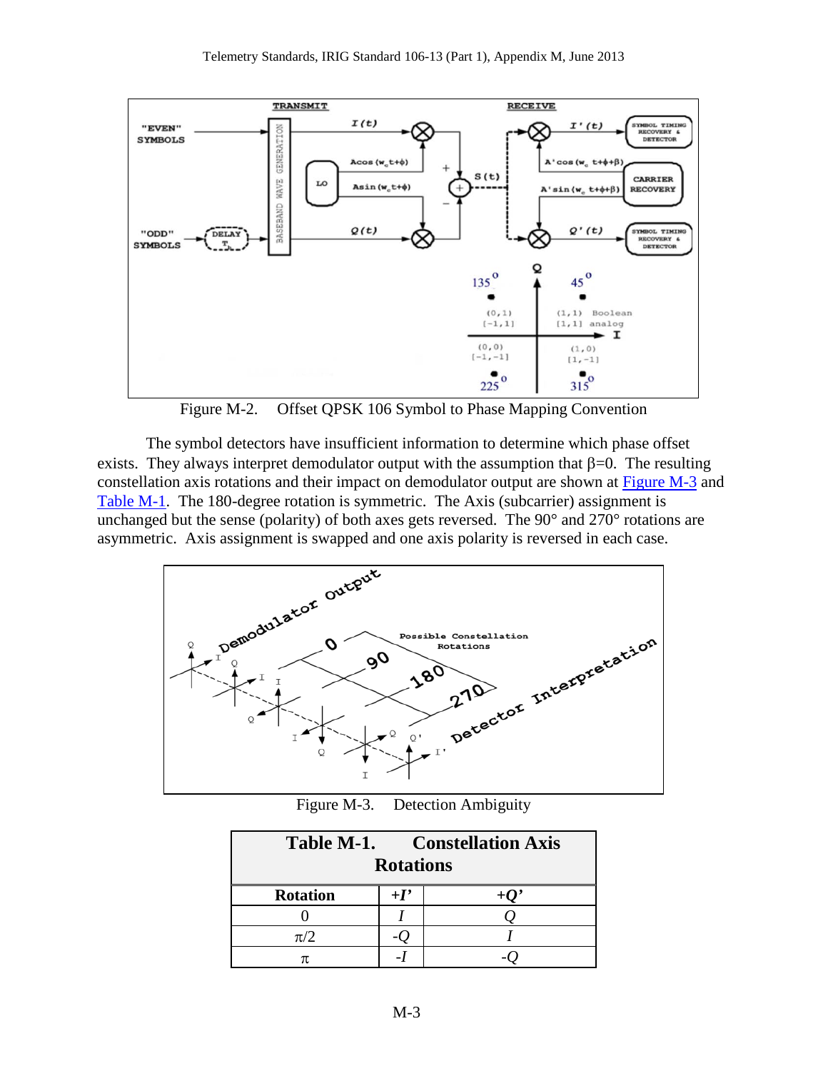Figure M-2. Offset QPSK 106 Symbol to Phase Mapping Convention

The symbol detectors have insufficient information to determine which phase offset exists. They always interpret demodulator output with the assumption that β=0. The resulting constellation axis rotations and their impact on demodulator output are shown at Figure M-3 and Table M-1. The 180-degree rotation is symmetric. The Axis (subcarrier) assignment is unchanged but the sense (polarity) of both axes gets reversed. The 90° and 270° rotations are asymmetric. Axis assignment is swapped and one axis polarity is reversed in each case.

Figure M-3. Detection Ambiguity

**Table M-1. Constellation Axis Rotations**

| Rotation | +I' | +Q' |
|---|---|---|
| 0 | *I* | *Q* |
| π/2 | *-Q* | *I* |
| π | *-I* | *-Q* |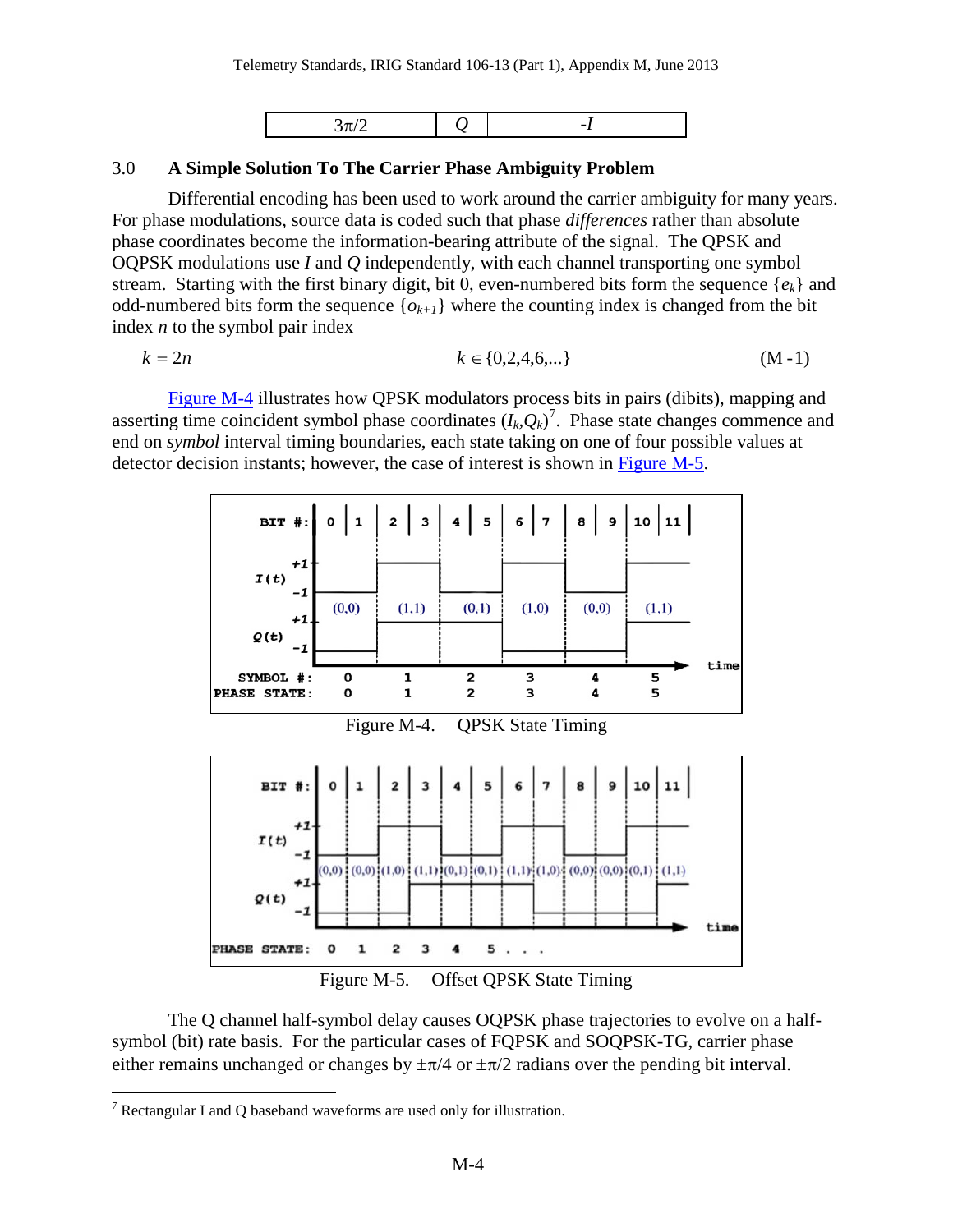| 3π/2 | Q | -I |
|---|---|---|

## 3.0 A Simple Solution To The Carrier Phase Ambiguity Problem

Differential encoding has been used to work around the carrier ambiguity for many years. For phase modulations, source data is coded such that phase *differences* rather than absolute phase coordinates become the information-bearing attribute of the signal. The QPSK and OQPSK modulations use $I$ and $Q$ independently, with each channel transporting one symbol stream. Starting with the first binary digit, bit 0, even-numbered bits form the sequence $\{e_k\}$ and odd-numbered bits form the sequence $\{o_{k+1}\}$ where the counting index is changed from the bit index $n$ to the symbol pair index

$$k = 2n \qquad k \in \{0,2,4,6,...\} \qquad \text{(M-1)}$$

Figure M-4 illustrates how QPSK modulators process bits in pairs (dibits), mapping and asserting time coincident symbol phase coordinates $(I_k,Q_k)$[7]. Phase state changes commence and end on *symbol* interval timing boundaries, each state taking on one of four possible values at detector decision instants; however, the case of interest is shown in Figure M-5.

Figure M-4. QPSK State Timing

Figure M-5. Offset QPSK State Timing

The Q channel half-symbol delay causes OQPSK phase trajectories to evolve on a half-symbol (bit) rate basis. For the particular cases of FQPSK and SOQPSK-TG, carrier phase either remains unchanged or changes by ±π/4 or ±π/2 radians over the pending bit interval.

---

[7] Rectangular I and Q baseband waveforms are used only for illustration.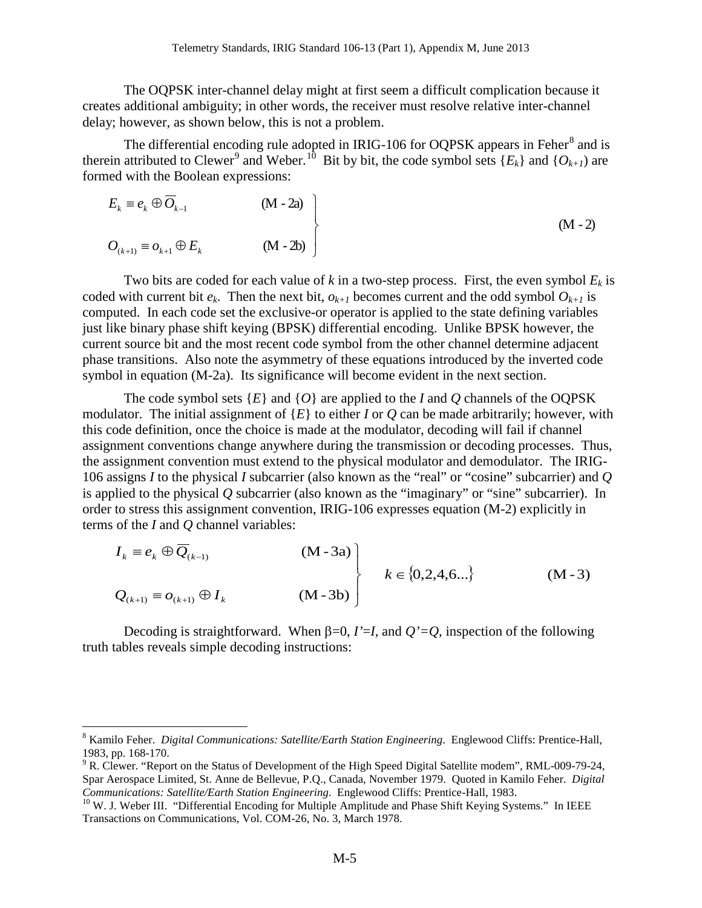The OQPSK inter-channel delay might at first seem a difficult complication because it creates additional ambiguity; in other words, the receiver must resolve relative inter-channel delay; however, as shown below, this is not a problem.

The differential encoding rule adopted in IRIG-106 for OQPSK appears in Feher[8] and is therein attributed to Clewer[9] and Weber.[10] Bit by bit, the code symbol sets $\{E_k\}$ and $\{O_{k+1}\}$ are formed with the Boolean expressions:

$$\left.\begin{array}{ll} E_k \equiv e_k \oplus \overline{O}_{k-1} & \text{(M - 2a)} \\ \\ O_{(k+1)} \equiv o_{k+1} \oplus E_k & \text{(M - 2b)} \end{array}\right\} \qquad \text{(M - 2)}$$

Two bits are coded for each value of $k$ in a two-step process. First, the even symbol $E_k$ is coded with current bit $e_k$. Then the next bit, $o_{k+1}$ becomes current and the odd symbol $O_{k+1}$ is computed. In each code set the exclusive-or operator is applied to the state defining variables just like binary phase shift keying (BPSK) differential encoding. Unlike BPSK however, the current source bit and the most recent code symbol from the other channel determine adjacent phase transitions. Also note the asymmetry of these equations introduced by the inverted code symbol in equation (M-2a). Its significance will become evident in the next section.

The code symbol sets $\{E\}$ and $\{O\}$ are applied to the $I$ and $Q$ channels of the OQPSK modulator. The initial assignment of $\{E\}$ to either $I$ or $Q$ can be made arbitrarily; however, with this code definition, once the choice is made at the modulator, decoding will fail if channel assignment conventions change anywhere during the transmission or decoding processes. Thus, the assignment convention must extend to the physical modulator and demodulator. The IRIG-106 assigns $I$ to the physical $I$ subcarrier (also known as the "real" or "cosine" subcarrier) and $Q$ is applied to the physical $Q$ subcarrier (also known as the "imaginary" or "sine" subcarrier). In order to stress this assignment convention, IRIG-106 expresses equation (M-2) explicitly in terms of the $I$ and $Q$ channel variables:

$$\left.\begin{array}{ll} I_k \equiv e_k \oplus \overline{Q}_{(k-1)} & \text{(M - 3a)} \\ \\ Q_{(k+1)} \equiv o_{(k+1)} \oplus I_k & \text{(M - 3b)} \end{array}\right\} \quad k \in \{0,2,4,6...\} \qquad \text{(M - 3)}$$

Decoding is straightforward. When $\beta=0$, $I'=I$, and $Q'=Q$, inspection of the following truth tables reveals simple decoding instructions:

[8] Kamilo Feher. *Digital Communications: Satellite/Earth Station Engineering*. Englewood Cliffs: Prentice-Hall, 1983, pp. 168-170.

[9] R. Clewer. "Report on the Status of Development of the High Speed Digital Satellite modem", RML-009-79-24, Spar Aerospace Limited, St. Anne de Bellevue, P.Q., Canada, November 1979. Quoted in Kamilo Feher. *Digital Communications: Satellite/Earth Station Engineering*. Englewood Cliffs: Prentice-Hall, 1983.

[10] W. J. Weber III. "Differential Encoding for Multiple Amplitude and Phase Shift Keying Systems." In IEEE Transactions on Communications, Vol. COM-26, No. 3, March 1978.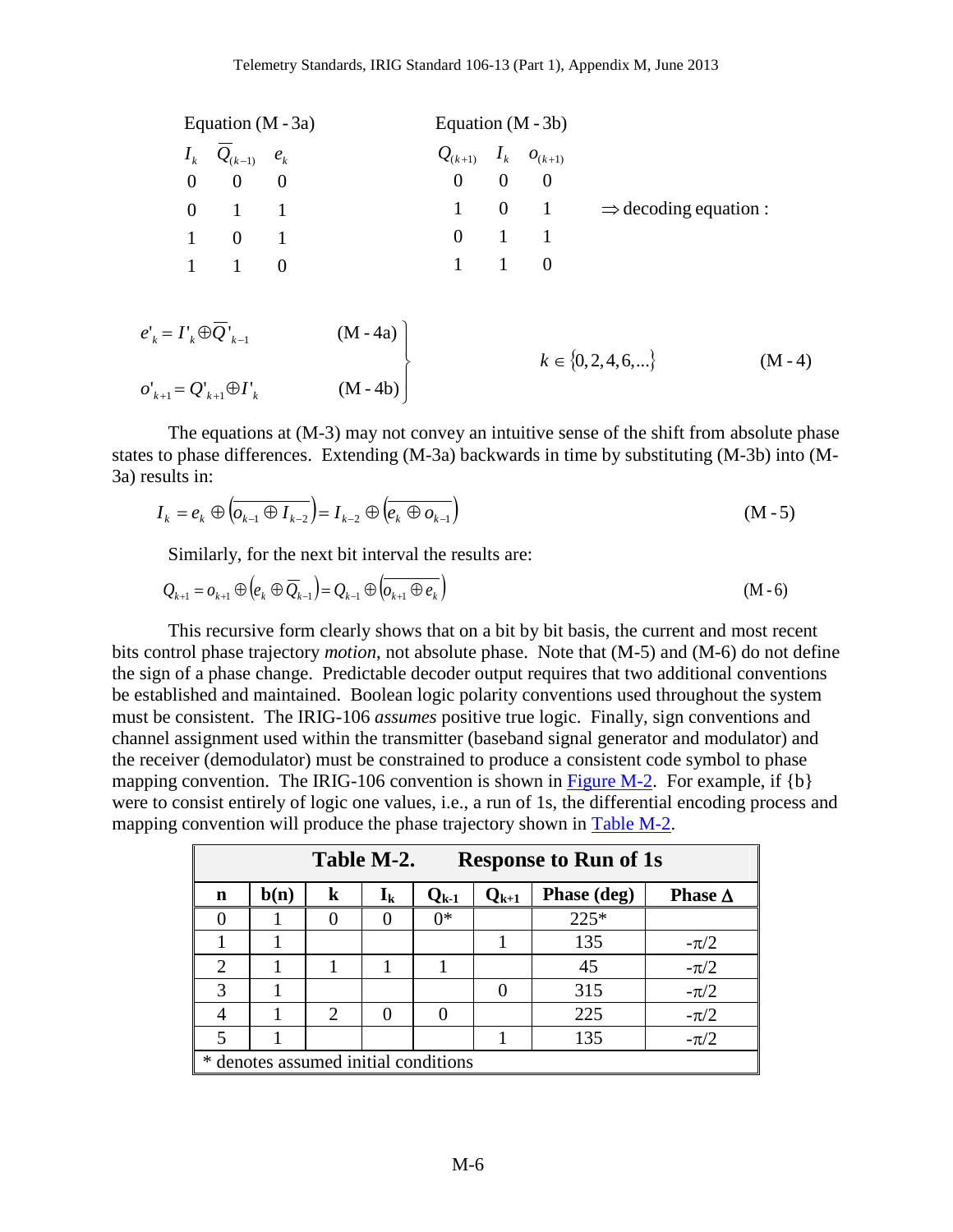| Equation (M - 3a) | | | | Equation (M - 3b) | | |
|---|---|---|---|---|---|---|
| $I_k$ | $\overline{Q}_{(k-1)}$ | $e_k$ | | $Q_{(k+1)}$ | $I_k$ | $o_{(k+1)}$ |
| 0 | 0 | 0 | | 0 | 0 | 0 |
| 0 | 1 | 1 | | 1 | 0 | 1 |
| 1 | 0 | 1 | | 0 | 1 | 1 |
| 1 | 1 | 0 | | 1 | 1 | 0 |

$\Rightarrow$ decoding equation :

$$
\left.
\begin{aligned}
e'_k &= I'_k \oplus \overline{Q}'_{k-1} \qquad &\text{(M - 4a)} \\
o'_{k+1} &= Q'_{k+1} \oplus I'_k \qquad &\text{(M - 4b)}
\end{aligned}
\right\} \qquad k \in \{0, 2, 4, 6, \ldots\} \qquad \text{(M - 4)}
$$

The equations at (M-3) may not convey an intuitive sense of the shift from absolute phase states to phase differences. Extending (M-3a) backwards in time by substituting (M-3b) into (M-3a) results in:

$$I_k = e_k \oplus \left(\overline{o_{k-1} \oplus I_{k-2}}\right) = I_{k-2} \oplus \left(\overline{e_k \oplus o_{k-1}}\right) \qquad \text{(M - 5)}$$

Similarly, for the next bit interval the results are:

$$Q_{k+1} = o_{k+1} \oplus \left(e_k \oplus \overline{Q}_{k-1}\right) = Q_{k-1} \oplus \left(\overline{o_{k+1} \oplus e_k}\right) \qquad \text{(M - 6)}$$

This recursive form clearly shows that on a bit by bit basis, the current and most recent bits control phase trajectory *motion*, not absolute phase. Note that (M-5) and (M-6) do not define the sign of a phase change. Predictable decoder output requires that two additional conventions be established and maintained. Boolean logic polarity conventions used throughout the system must be consistent. The IRIG-106 *assumes* positive true logic. Finally, sign conventions and channel assignment used within the transmitter (baseband signal generator and modulator) and the receiver (demodulator) must be constrained to produce a consistent code symbol to phase mapping convention. The IRIG-106 convention is shown in Figure M-2. For example, if {b} were to consist entirely of logic one values, i.e., a run of 1s, the differential encoding process and mapping convention will produce the phase trajectory shown in Table M-2.

**Table M-2. Response to Run of 1s**

| n | b(n) | k | $I_k$ | $Q_{k-1}$ | $Q_{k+1}$ | Phase (deg) | Phase Δ |
|---|---|---|---|---|---|---|---|
| 0 | 1 | 0 | 0 | 0* | | 225* | |
| 1 | 1 | | | | 1 | 135 | $-\pi/2$ |
| 2 | 1 | 1 | 1 | 1 | | 45 | $-\pi/2$ |
| 3 | 1 | | | | 0 | 315 | $-\pi/2$ |
| 4 | 1 | 2 | 0 | 0 | | 225 | $-\pi/2$ |
| 5 | 1 | | | | 1 | 135 | $-\pi/2$ |

\* denotes assumed initial conditions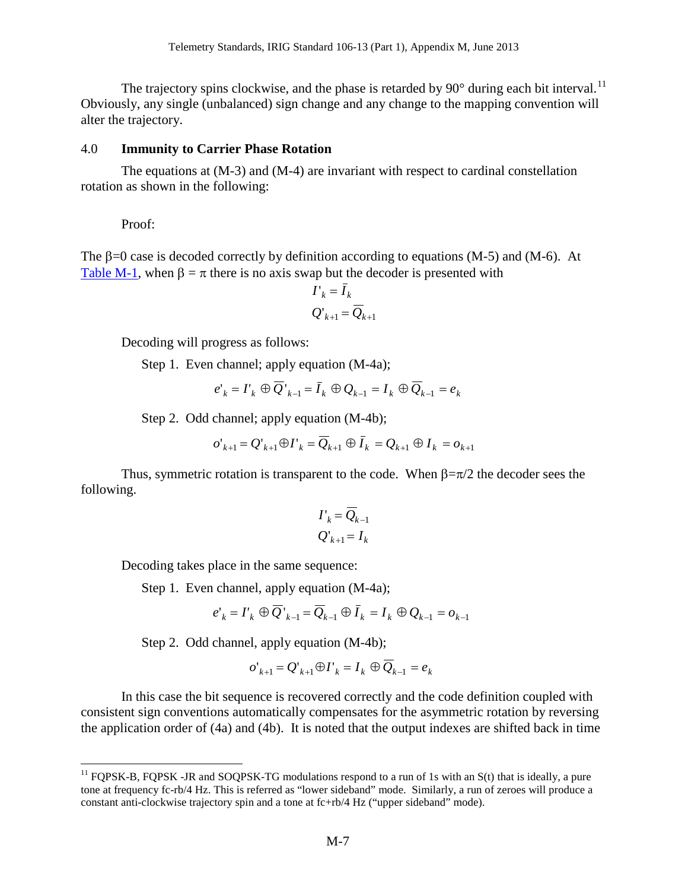The trajectory spins clockwise, and the phase is retarded by 90° during each bit interval.[11] Obviously, any single (unbalanced) sign change and any change to the mapping convention will alter the trajectory.

## 4.0 Immunity to Carrier Phase Rotation

The equations at (M-3) and (M-4) are invariant with respect to cardinal constellation rotation as shown in the following:

Proof:

The β=0 case is decoded correctly by definition according to equations (M-5) and (M-6). At Table M-1, when β = π there is no axis swap but the decoder is presented with

$$I'_k = \bar{I}_k$$
$$Q'_{k+1} = \overline{Q}_{k+1}$$

Decoding will progress as follows:

Step 1. Even channel; apply equation (M-4a);

$$e'_k = I'_k \oplus \overline{Q}'_{k-1} = \bar{I}_k \oplus Q_{k-1} = I_k \oplus \overline{Q}_{k-1} = e_k$$

Step 2. Odd channel; apply equation (M-4b);

$$o'_{k+1} = Q'_{k+1} \oplus I'_k = \overline{Q}_{k+1} \oplus \bar{I}_k = Q_{k+1} \oplus I_k = o_{k+1}$$

Thus, symmetric rotation is transparent to the code. When β=π/2 the decoder sees the following.

$$I'_k = \overline{Q}_{k-1}$$
$$Q'_{k+1} = I_k$$

Decoding takes place in the same sequence:

Step 1. Even channel, apply equation (M-4a);

$$e'_k = I'_k \oplus \overline{Q}'_{k-1} = \overline{Q}_{k-1} \oplus \bar{I}_k = I_k \oplus Q_{k-1} = o_{k-1}$$

Step 2. Odd channel, apply equation (M-4b);

$$o'_{k+1} = Q'_{k+1} \oplus I'_k = I_k \oplus \overline{Q}_{k-1} = e_k$$

In this case the bit sequence is recovered correctly and the code definition coupled with consistent sign conventions automatically compensates for the asymmetric rotation by reversing the application order of (4a) and (4b). It is noted that the output indexes are shifted back in time

[11] FQPSK-B, FQPSK -JR and SOQPSK-TG modulations respond to a run of 1s with an S(t) that is ideally, a pure tone at frequency fc-rb/4 Hz. This is referred as "lower sideband" mode. Similarly, a run of zeroes will produce a constant anti-clockwise trajectory spin and a tone at fc+rb/4 Hz ("upper sideband" mode).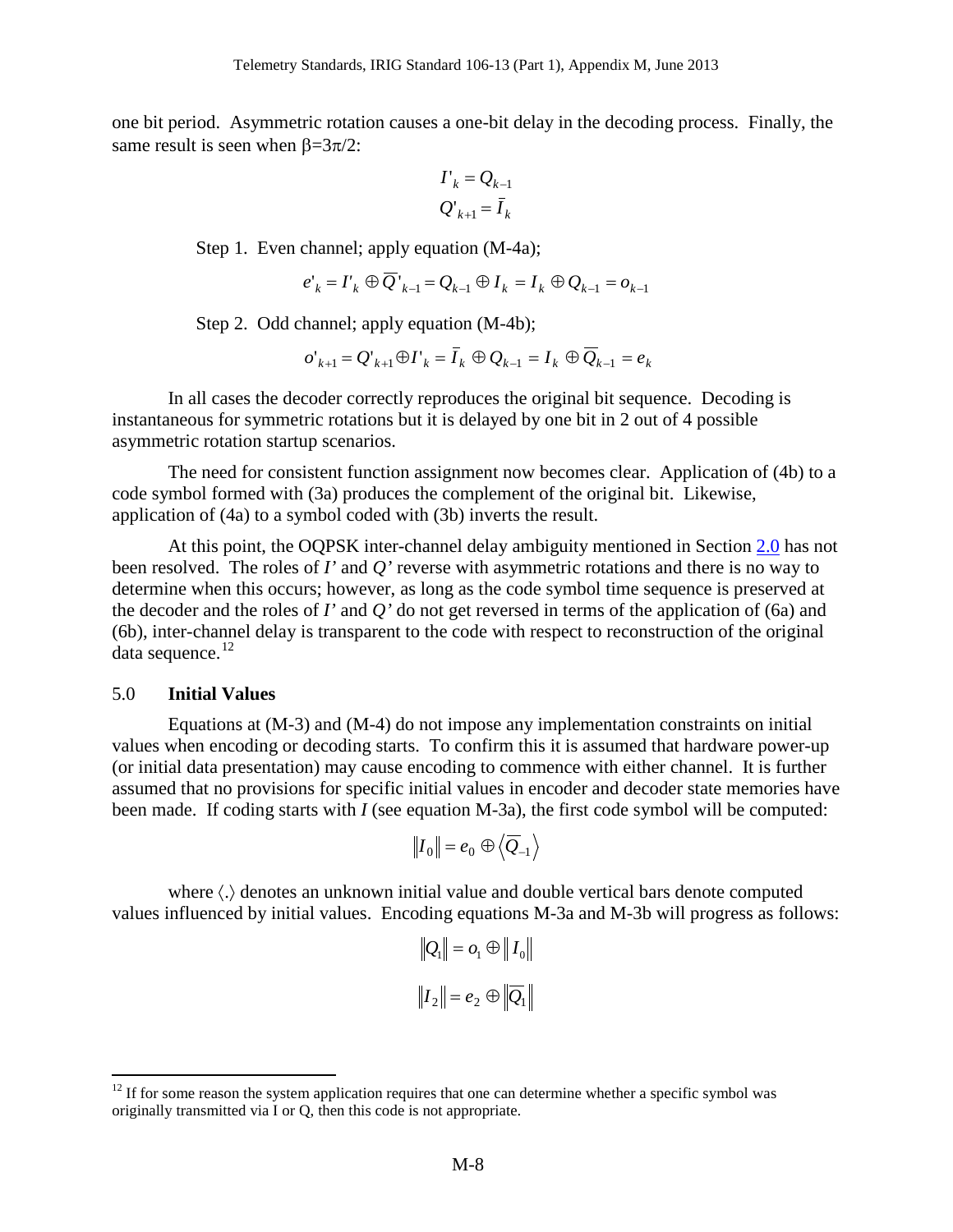one bit period. Asymmetric rotation causes a one-bit delay in the decoding process. Finally, the same result is seen when $\beta=3\pi/2$:

$$I'_k = Q_{k-1}$$
$$Q'_{k+1} = \bar{I}_k$$

Step 1. Even channel; apply equation (M-4a);

$$e'_k = I'_k \oplus \overline{Q}'_{k-1} = Q_{k-1} \oplus I_k = I_k \oplus Q_{k-1} = o_{k-1}$$

Step 2. Odd channel; apply equation (M-4b);

$$o'_{k+1} = Q'_{k+1} \oplus I'_k = \bar{I}_k \oplus Q_{k-1} = I_k \oplus \overline{Q}_{k-1} = e_k$$

In all cases the decoder correctly reproduces the original bit sequence. Decoding is instantaneous for symmetric rotations but it is delayed by one bit in 2 out of 4 possible asymmetric rotation startup scenarios.

The need for consistent function assignment now becomes clear. Application of (4b) to a code symbol formed with (3a) produces the complement of the original bit. Likewise, application of (4a) to a symbol coded with (3b) inverts the result.

At this point, the OQPSK inter-channel delay ambiguity mentioned in Section 2.0 has not been resolved. The roles of *I'* and *Q'* reverse with asymmetric rotations and there is no way to determine when this occurs; however, as long as the code symbol time sequence is preserved at the decoder and the roles of *I'* and *Q'* do not get reversed in terms of the application of (6a) and (6b), inter-channel delay is transparent to the code with respect to reconstruction of the original data sequence.[12]

## 5.0 Initial Values

Equations at (M-3) and (M-4) do not impose any implementation constraints on initial values when encoding or decoding starts. To confirm this it is assumed that hardware power-up (or initial data presentation) may cause encoding to commence with either channel. It is further assumed that no provisions for specific initial values in encoder and decoder state memories have been made. If coding starts with *I* (see equation M-3a), the first code symbol will be computed:

$$\|I_0\| = e_0 \oplus \langle \overline{Q}_{-1} \rangle$$

where $\langle . \rangle$ denotes an unknown initial value and double vertical bars denote computed values influenced by initial values. Encoding equations M-3a and M-3b will progress as follows:

$$\|Q_1\| = o_1 \oplus \| I_0 \|$$

$$\|I_2\| = e_2 \oplus \|\overline{Q}_1\|$$

[12] If for some reason the system application requires that one can determine whether a specific symbol was originally transmitted via I or Q, then this code is not appropriate.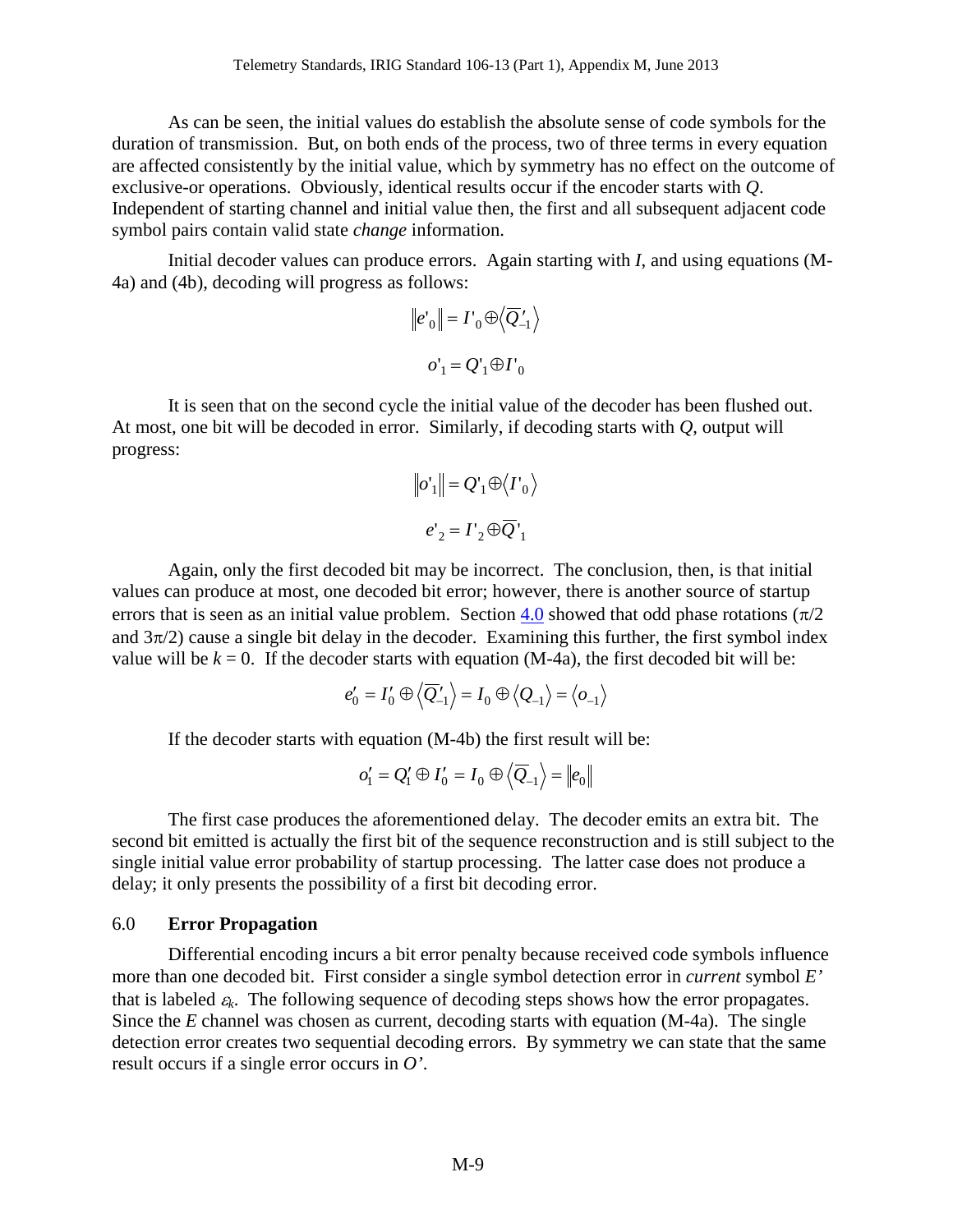As can be seen, the initial values do establish the absolute sense of code symbols for the duration of transmission. But, on both ends of the process, two of three terms in every equation are affected consistently by the initial value, which by symmetry has no effect on the outcome of exclusive-or operations. Obviously, identical results occur if the encoder starts with $Q$. Independent of starting channel and initial value then, the first and all subsequent adjacent code symbol pairs contain valid state *change* information.

Initial decoder values can produce errors. Again starting with $I$, and using equations (M-4a) and (4b), decoding will progress as follows:

$$\|e'_0\| = I'_0 \oplus \langle \overline{Q}'_{-1} \rangle$$

$$o'_1 = Q'_1 \oplus I'_0$$

It is seen that on the second cycle the initial value of the decoder has been flushed out. At most, one bit will be decoded in error. Similarly, if decoding starts with $Q$, output will progress:

$$\|o'_1\| = Q'_1 \oplus \langle I'_0 \rangle$$

$$e'_2 = I'_2 \oplus \overline{Q}'_1$$

Again, only the first decoded bit may be incorrect. The conclusion, then, is that initial values can produce at most, one decoded bit error; however, there is another source of startup errors that is seen as an initial value problem. Section 4.0 showed that odd phase rotations ($\pi/2$ and $3\pi/2$) cause a single bit delay in the decoder. Examining this further, the first symbol index value will be $k = 0$. If the decoder starts with equation (M-4a), the first decoded bit will be:

$$e'_0 = I'_0 \oplus \langle \overline{Q}'_{-1} \rangle = I_0 \oplus \langle Q_{-1} \rangle = \langle o_{-1} \rangle$$

If the decoder starts with equation (M-4b) the first result will be:

$$o'_1 = Q'_1 \oplus I'_0 = I_0 \oplus \langle \overline{Q}_{-1} \rangle = \|e_0\|$$

The first case produces the aforementioned delay. The decoder emits an extra bit. The second bit emitted is actually the first bit of the sequence reconstruction and is still subject to the single initial value error probability of startup processing. The latter case does not produce a delay; it only presents the possibility of a first bit decoding error.

## 6.0 Error Propagation

Differential encoding incurs a bit error penalty because received code symbols influence more than one decoded bit. First consider a single symbol detection error in *current* symbol $E'$ that is labeled $\varepsilon_k$. The following sequence of decoding steps shows how the error propagates. Since the $E$ channel was chosen as current, decoding starts with equation (M-4a). The single detection error creates two sequential decoding errors. By symmetry we can state that the same result occurs if a single error occurs in $O'$.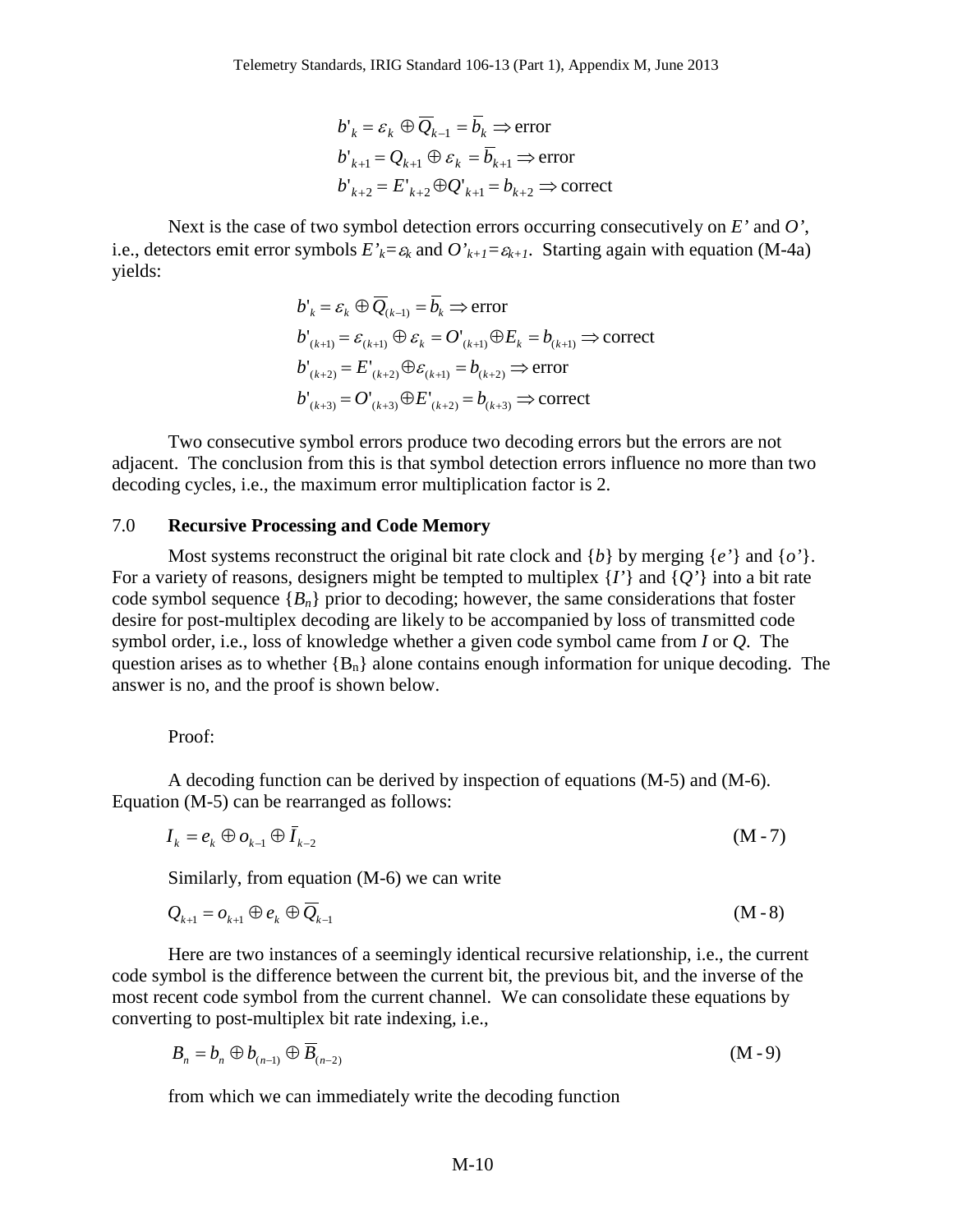$$b'_k = \varepsilon_k \oplus \overline{Q}_{k-1} = \overline{b}_k \Rightarrow \text{error}$$
$$b'_{k+1} = Q_{k+1} \oplus \varepsilon_k = \overline{b}_{k+1} \Rightarrow \text{error}$$
$$b'_{k+2} = E'_{k+2} \oplus Q'_{k+1} = b_{k+2} \Rightarrow \text{correct}$$

Next is the case of two symbol detection errors occurring consecutively on *E'* and *O'*, i.e., detectors emit error symbols $E'_k = \varepsilon_k$ and $O'_{k+1} = \varepsilon_{k+1}$. Starting again with equation (M-4a) yields:

$$b'_k = \varepsilon_k \oplus \overline{Q}_{(k-1)} = \overline{b}_k \Rightarrow \text{error}$$
$$b'_{(k+1)} = \varepsilon_{(k+1)} \oplus \varepsilon_k = O'_{(k+1)} \oplus E_k = b_{(k+1)} \Rightarrow \text{correct}$$
$$b'_{(k+2)} = E'_{(k+2)} \oplus \varepsilon_{(k+1)} = b_{(k+2)} \Rightarrow \text{error}$$
$$b'_{(k+3)} = O'_{(k+3)} \oplus E'_{(k+2)} = b_{(k+3)} \Rightarrow \text{correct}$$

Two consecutive symbol errors produce two decoding errors but the errors are not adjacent. The conclusion from this is that symbol detection errors influence no more than two decoding cycles, i.e., the maximum error multiplication factor is 2.

## 7.0 **Recursive Processing and Code Memory**

Most systems reconstruct the original bit rate clock and $\{b\}$ by merging $\{e'\}$ and $\{o'\}$. For a variety of reasons, designers might be tempted to multiplex $\{I'\}$ and $\{Q'\}$ into a bit rate code symbol sequence $\{B_n\}$ prior to decoding; however, the same considerations that foster desire for post-multiplex decoding are likely to be accompanied by loss of transmitted code symbol order, i.e., loss of knowledge whether a given code symbol came from *I* or *Q*. The question arises as to whether $\{B_n\}$ alone contains enough information for unique decoding. The answer is no, and the proof is shown below.

Proof:

A decoding function can be derived by inspection of equations (M-5) and (M-6). Equation (M-5) can be rearranged as follows:

$$I_k = e_k \oplus o_{k-1} \oplus \bar{I}_{k-2} \tag{M-7}$$

Similarly, from equation (M-6) we can write

$$Q_{k+1} = o_{k+1} \oplus e_k \oplus \overline{Q}_{k-1} \tag{M-8}$$

Here are two instances of a seemingly identical recursive relationship, i.e., the current code symbol is the difference between the current bit, the previous bit, and the inverse of the most recent code symbol from the current channel. We can consolidate these equations by converting to post-multiplex bit rate indexing, i.e.,

$$B_n = b_n \oplus b_{(n-1)} \oplus \overline{B}_{(n-2)} \tag{M-9}$$

from which we can immediately write the decoding function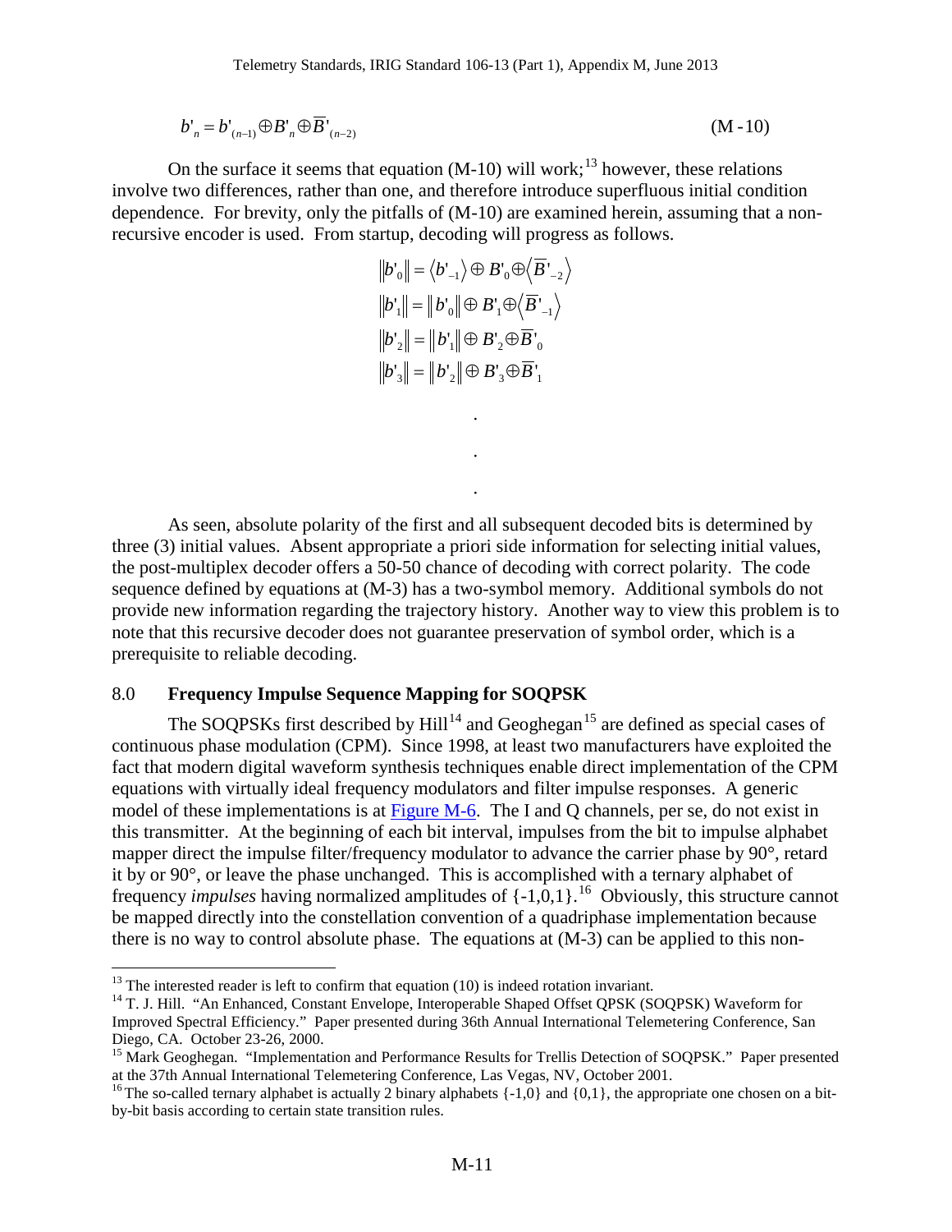$$b'_n = b'_{(n-1)} \oplus B'_n \oplus \overline{B}'_{(n-2)} \qquad \text{(M-10)}$$

On the surface it seems that equation (M-10) will work;[13] however, these relations involve two differences, rather than one, and therefore introduce superfluous initial condition dependence. For brevity, only the pitfalls of (M-10) are examined herein, assuming that a non-recursive encoder is used. From startup, decoding will progress as follows.

$$\|b'_0\| = \langle b'_{-1} \rangle \oplus B'_0 \oplus \langle \overline{B}'_{-2} \rangle$$
$$\|b'_1\| = \|b'_0\| \oplus B'_1 \oplus \langle \overline{B}'_{-1} \rangle$$
$$\|b'_2\| = \|b'_1\| \oplus B'_2 \oplus \overline{B}'_0$$
$$\|b'_3\| = \|b'_2\| \oplus B'_3 \oplus \overline{B}'_1$$

.
.
.

As seen, absolute polarity of the first and all subsequent decoded bits is determined by three (3) initial values. Absent appropriate a priori side information for selecting initial values, the post-multiplex decoder offers a 50-50 chance of decoding with correct polarity. The code sequence defined by equations at (M-3) has a two-symbol memory. Additional symbols do not provide new information regarding the trajectory history. Another way to view this problem is to note that this recursive decoder does not guarantee preservation of symbol order, which is a prerequisite to reliable decoding.

## 8.0 Frequency Impulse Sequence Mapping for SOQPSK

The SOQPSKs first described by Hill[14] and Geoghegan[15] are defined as special cases of continuous phase modulation (CPM). Since 1998, at least two manufacturers have exploited the fact that modern digital waveform synthesis techniques enable direct implementation of the CPM equations with virtually ideal frequency modulators and filter impulse responses. A generic model of these implementations is at Figure M-6. The I and Q channels, per se, do not exist in this transmitter. At the beginning of each bit interval, impulses from the bit to impulse alphabet mapper direct the impulse filter/frequency modulator to advance the carrier phase by 90°, retard it by or 90°, or leave the phase unchanged. This is accomplished with a ternary alphabet of frequency *impulses* having normalized amplitudes of {-1,0,1}.[16] Obviously, this structure cannot be mapped directly into the constellation convention of a quadriphase implementation because there is no way to control absolute phase. The equations at (M-3) can be applied to this non-

---

[13] The interested reader is left to confirm that equation (10) is indeed rotation invariant.

[14] T. J. Hill. "An Enhanced, Constant Envelope, Interoperable Shaped Offset QPSK (SOQPSK) Waveform for Improved Spectral Efficiency." Paper presented during 36th Annual International Telemetering Conference, San Diego, CA. October 23-26, 2000.

[15] Mark Geoghegan. "Implementation and Performance Results for Trellis Detection of SOQPSK." Paper presented at the 37th Annual International Telemetering Conference, Las Vegas, NV, October 2001.

[16] The so-called ternary alphabet is actually 2 binary alphabets {-1,0} and {0,1}, the appropriate one chosen on a bit-by-bit basis according to certain state transition rules.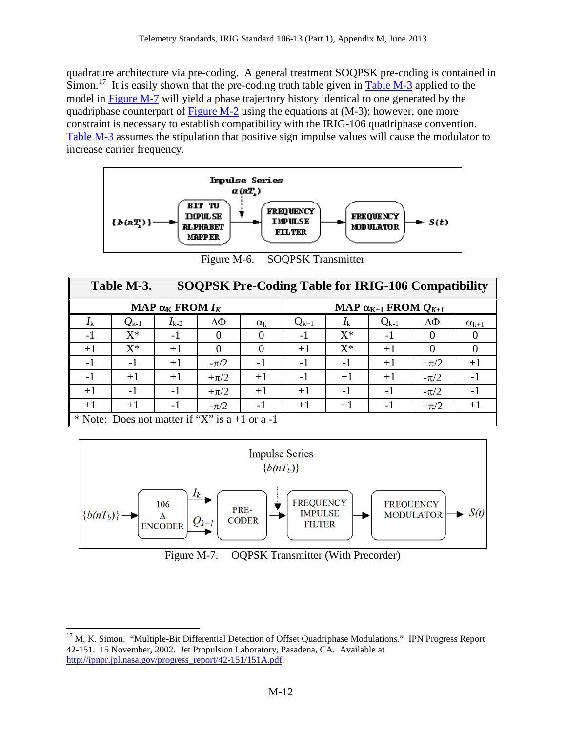quadrature architecture via pre-coding. A general treatment SOQPSK pre-coding is contained in Simon.[17] It is easily shown that the pre-coding truth table given in Table M-3 applied to the model in Figure M-7 will yield a phase trajectory history identical to one generated by the quadriphase counterpart of Figure M-2 using the equations at (M-3); however, one more constraint is necessary to establish compatibility with the IRIG-106 quadriphase convention. Table M-3 assumes the stipulation that positive sign impulse values will cause the modulator to increase carrier frequency.

Figure M-6. SOQPSK Transmitter

**Table M-3. SOQPSK Pre-Coding Table for IRIG-106 Compatibility**

| MAP $\alpha_K$ FROM $I_K$ | | | | | MAP $\alpha_{K+1}$ FROM $Q_{K+1}$ | | | | |
|---|---|---|---|---|---|---|---|---|---|
| $I_k$ | $Q_{k-1}$ | $I_{k-2}$ | $\Delta\Phi$ | $\alpha_k$ | $Q_{k+1}$ | $I_k$ | $Q_{k-1}$ | $\Delta\Phi$ | $\alpha_{k+1}$ |
| -1 | X* | -1 | 0 | 0 | -1 | X* | -1 | 0 | 0 |
| +1 | X* | +1 | 0 | 0 | +1 | X* | +1 | 0 | 0 |
| -1 | -1 | +1 | $-\pi/2$ | -1 | -1 | -1 | +1 | $+\pi/2$ | +1 |
| -1 | +1 | +1 | $+\pi/2$ | +1 | -1 | +1 | +1 | $-\pi/2$ | -1 |
| +1 | -1 | -1 | $+\pi/2$ | +1 | +1 | -1 | -1 | $-\pi/2$ | -1 |
| +1 | +1 | -1 | $-\pi/2$ | -1 | +1 | +1 | -1 | $+\pi/2$ | +1 |

* Note: Does not matter if "X" is a +1 or a -1

Figure M-7. OQPSK Transmitter (With Precorder)

[17] M. K. Simon. "Multiple-Bit Differential Detection of Offset Quadriphase Modulations." IPN Progress Report 42-151. 15 November, 2002. Jet Propulsion Laboratory, Pasadena, CA. Available at http://ipnpr.jpl.nasa.gov/progress_report/42-151/151A.pdf.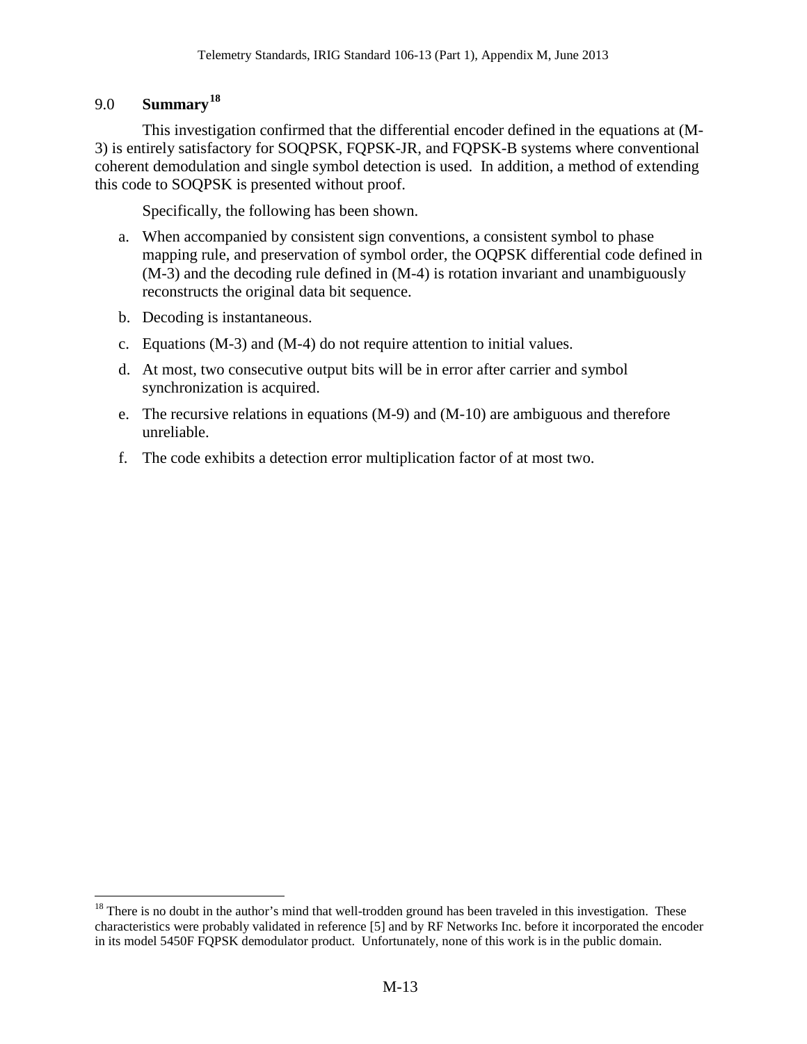## 9.0 Summary[18]

This investigation confirmed that the differential encoder defined in the equations at (M-3) is entirely satisfactory for SOQPSK, FQPSK-JR, and FQPSK-B systems where conventional coherent demodulation and single symbol detection is used. In addition, a method of extending this code to SOQPSK is presented without proof.

Specifically, the following has been shown.

a. When accompanied by consistent sign conventions, a consistent symbol to phase mapping rule, and preservation of symbol order, the OQPSK differential code defined in (M-3) and the decoding rule defined in (M-4) is rotation invariant and unambiguously reconstructs the original data bit sequence.

b. Decoding is instantaneous.

c. Equations (M-3) and (M-4) do not require attention to initial values.

d. At most, two consecutive output bits will be in error after carrier and symbol synchronization is acquired.

e. The recursive relations in equations (M-9) and (M-10) are ambiguous and therefore unreliable.

f. The code exhibits a detection error multiplication factor of at most two.

---

[18] There is no doubt in the author's mind that well-trodden ground has been traveled in this investigation. These characteristics were probably validated in reference [5] and by RF Networks Inc. before it incorporated the encoder in its model 5450F FQPSK demodulator product. Unfortunately, none of this work is in the public domain.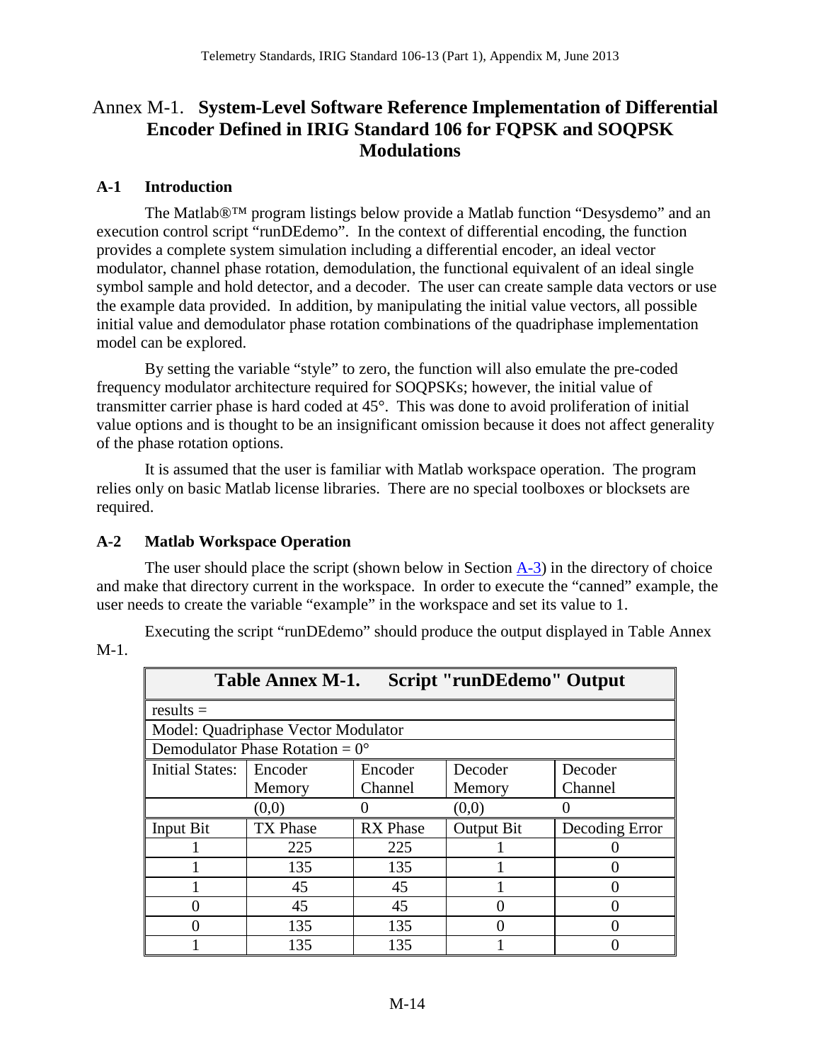# Annex M-1. System-Level Software Reference Implementation of Differential Encoder Defined in IRIG Standard 106 for FQPSK and SOQPSK Modulations

## A-1 Introduction

The Matlab®™ program listings below provide a Matlab function "Desysdemo" and an execution control script "runDEdemo". In the context of differential encoding, the function provides a complete system simulation including a differential encoder, an ideal vector modulator, channel phase rotation, demodulation, the functional equivalent of an ideal single symbol sample and hold detector, and a decoder. The user can create sample data vectors or use the example data provided. In addition, by manipulating the initial value vectors, all possible initial value and demodulator phase rotation combinations of the quadriphase implementation model can be explored.

By setting the variable "style" to zero, the function will also emulate the pre-coded frequency modulator architecture required for SOQPSKs; however, the initial value of transmitter carrier phase is hard coded at 45°. This was done to avoid proliferation of initial value options and is thought to be an insignificant omission because it does not affect generality of the phase rotation options.

It is assumed that the user is familiar with Matlab workspace operation. The program relies only on basic Matlab license libraries. There are no special toolboxes or blocksets are required.

## A-2 Matlab Workspace Operation

The user should place the script (shown below in Section A-3) in the directory of choice and make that directory current in the workspace. In order to execute the "canned" example, the user needs to create the variable "example" in the workspace and set its value to 1.

Executing the script "runDEdemo" should produce the output displayed in Table Annex M-1.

**Table Annex M-1. Script "runDEdemo" Output**

| results = | | | | |
|---|---|---|---|---|
| Model: Quadriphase Vector Modulator | | | | |
| Demodulator Phase Rotation = 0° | | | | |
| Initial States: | Encoder Memory | Encoder Channel | Decoder Memory | Decoder Channel |
| | (0,0) | 0 | (0,0) | 0 |
| Input Bit | TX Phase | RX Phase | Output Bit | Decoding Error |
| 1 | 225 | 225 | 1 | 0 |
| 1 | 135 | 135 | 1 | 0 |
| 1 | 45 | 45 | 1 | 0 |
| 0 | 45 | 45 | 0 | 0 |
| 0 | 135 | 135 | 0 | 0 |
| 1 | 135 | 135 | 1 | 0 |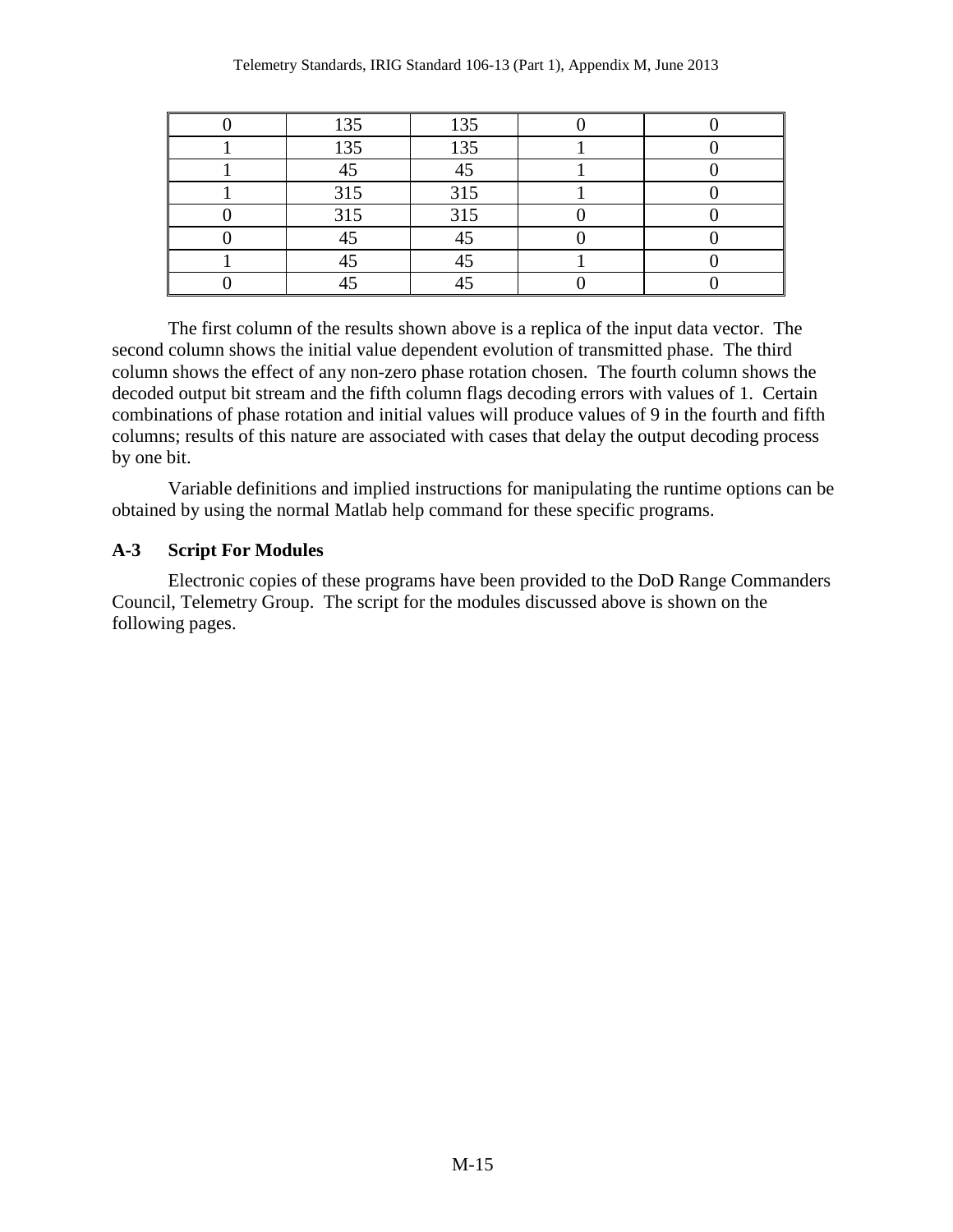| | | | | |
|---|---|---|---|---|
| 0 | 135 | 135 | 0 | 0 |
| 1 | 135 | 135 | 1 | 0 |
| 1 | 45 | 45 | 1 | 0 |
| 1 | 315 | 315 | 1 | 0 |
| 0 | 315 | 315 | 0 | 0 |
| 0 | 45 | 45 | 0 | 0 |
| 1 | 45 | 45 | 1 | 0 |
| 0 | 45 | 45 | 0 | 0 |

The first column of the results shown above is a replica of the input data vector. The second column shows the initial value dependent evolution of transmitted phase. The third column shows the effect of any non-zero phase rotation chosen. The fourth column shows the decoded output bit stream and the fifth column flags decoding errors with values of 1. Certain combinations of phase rotation and initial values will produce values of 9 in the fourth and fifth columns; results of this nature are associated with cases that delay the output decoding process by one bit.

Variable definitions and implied instructions for manipulating the runtime options can be obtained by using the normal Matlab help command for these specific programs.

### A-3 Script For Modules

Electronic copies of these programs have been provided to the DoD Range Commanders Council, Telemetry Group. The script for the modules discussed above is shown on the following pages.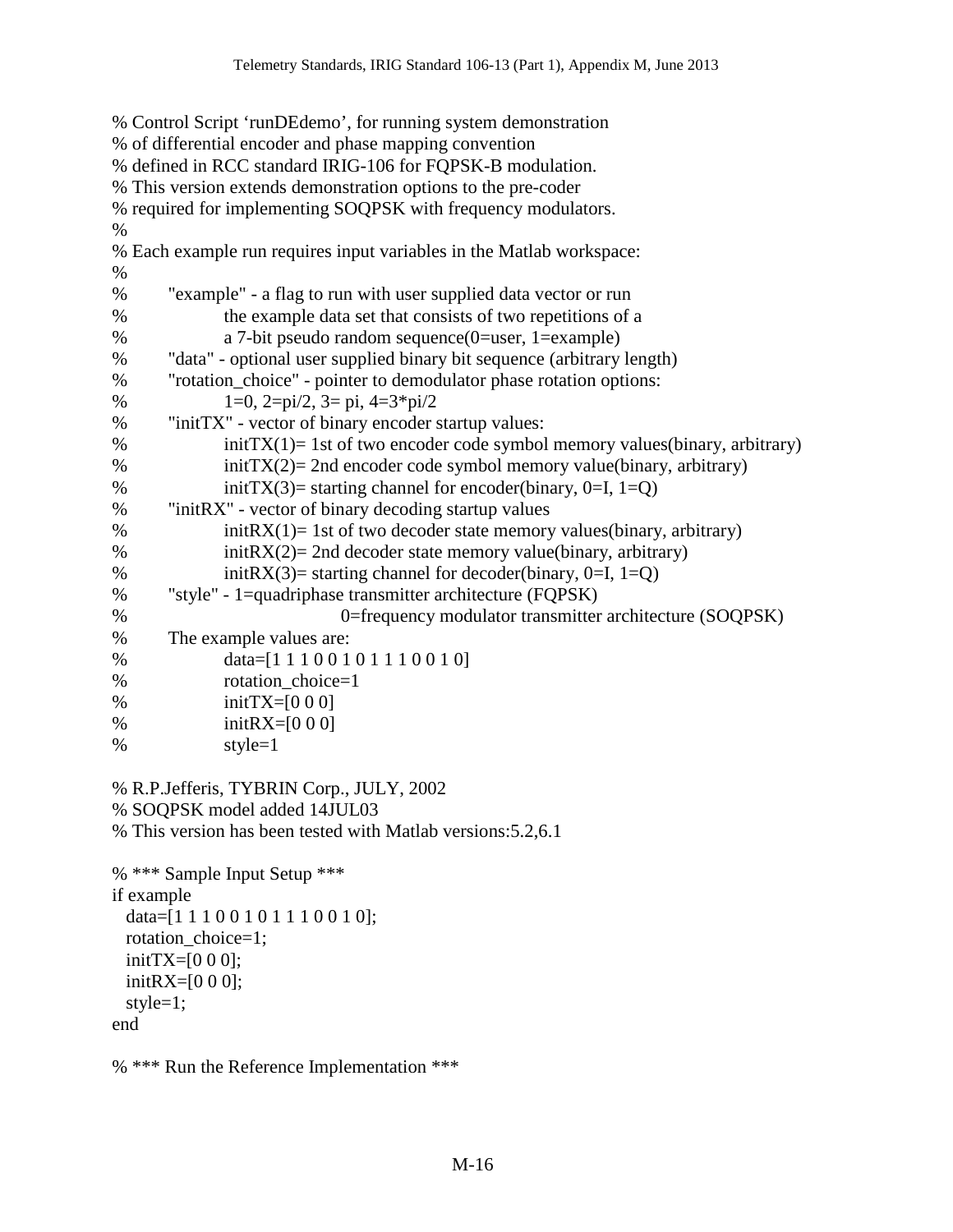```
% Control Script 'runDEdemo', for running system demonstration
% of differential encoder and phase mapping convention
% defined in RCC standard IRIG-106 for FQPSK-B modulation.
% This version extends demonstration options to the pre-coder
% required for implementing SOQPSK with frequency modulators.
%
% Each example run requires input variables in the Matlab workspace:
%
%       "example" - a flag to run with user supplied data vector or run
%               the example data set that consists of two repetitions of a
%               a 7-bit pseudo random sequence(0=user, 1=example)
%       "data" - optional user supplied binary bit sequence (arbitrary length)
%       "rotation_choice" - pointer to demodulator phase rotation options:
%               1=0, 2=pi/2, 3= pi, 4=3*pi/2
%       "initTX" - vector of binary encoder startup values:
%               initTX(1)= 1st of two encoder code symbol memory values(binary, arbitrary)
%               initTX(2)= 2nd encoder code symbol memory value(binary, arbitrary)
%               initTX(3)= starting channel for encoder(binary, 0=I, 1=Q)
%       "initRX" - vector of binary decoding startup values
%               initRX(1)= 1st of two decoder state memory values(binary, arbitrary)
%               initRX(2)= 2nd decoder state memory value(binary, arbitrary)
%               initRX(3)= starting channel for decoder(binary, 0=I, 1=Q)
%       "style" - 1=quadriphase transmitter architecture (FQPSK)
%                       0=frequency modulator transmitter architecture (SOQPSK)
%       The example values are:
%               data=[1 1 1 0 0 1 0 1 1 1 0 0 1 0]
%               rotation_choice=1
%               initTX=[0 0 0]
%               initRX=[0 0 0]
%               style=1

% R.P.Jefferis, TYBRIN Corp., JULY, 2002
% SOQPSK model added 14JUL03
% This version has been tested with Matlab versions:5.2,6.1

% *** Sample Input Setup ***
if example
  data=[1 1 1 0 0 1 0 1 1 1 0 0 1 0];
  rotation_choice=1;
  initTX=[0 0 0];
  initRX=[0 0 0];
  style=1;
end

% *** Run the Reference Implementation ***
```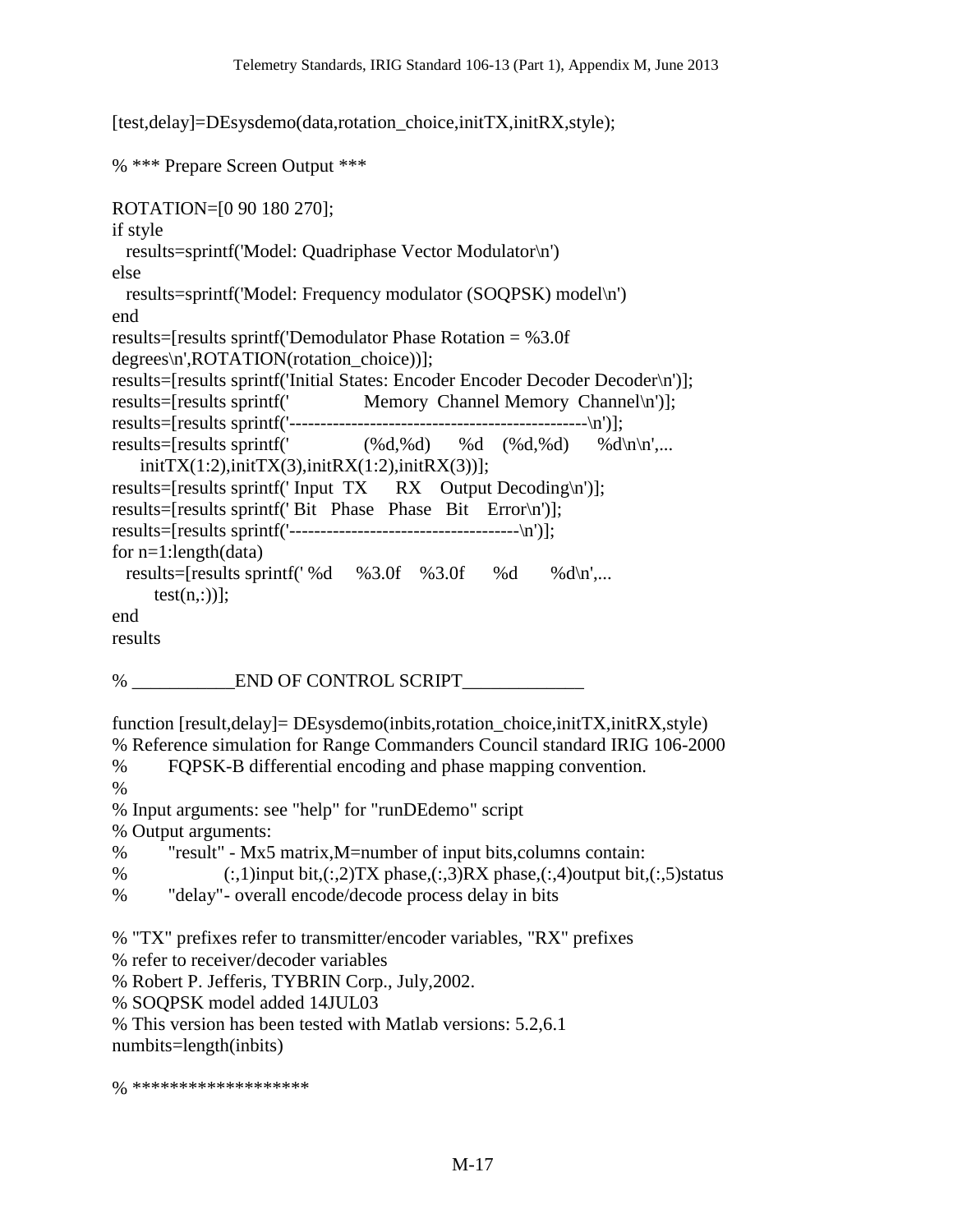```
[test,delay]=DEsysdemo(data,rotation_choice,initTX,initRX,style);

% *** Prepare Screen Output ***

ROTATION=[0 90 180 270];
if style
  results=sprintf('Model: Quadriphase Vector Modulator\n')
else
  results=sprintf('Model: Frequency modulator (SOQPSK) model\n')
end
results=[results sprintf('Demodulator Phase Rotation = %3.0f
degrees\n',ROTATION(rotation_choice))];
results=[results sprintf('Initial States: Encoder Encoder Decoder Decoder\n')];
results=[results sprintf('              Memory  Channel Memory  Channel\n')];
results=[results sprintf('------------------------------------------------\n')];
results=[results sprintf('              (%d,%d)     %d    (%d,%d)     %d\n\n',...
    initTX(1:2),initTX(3),initRX(1:2),initRX(3))];
results=[results sprintf(' Input  TX     RX    Output Decoding\n')];
results=[results sprintf(' Bit   Phase   Phase   Bit    Error\n')];
results=[results sprintf('------------------------------------\n')];
for n=1:length(data)
  results=[results sprintf(' %d     %3.0f    %3.0f     %d      %d\n',...
      test(n,:))];
end
results

% ___________END OF CONTROL SCRIPT_____________

function [result,delay]= DEsysdemo(inbits,rotation_choice,initTX,initRX,style)
% Reference simulation for Range Commanders Council standard IRIG 106-2000
%       FQPSK-B differential encoding and phase mapping convention.
%
% Input arguments: see "help" for "runDEdemo" script
% Output arguments:
%       "result" - Mx5 matrix,M=number of input bits,columns contain:
%               (:,1)input bit,(:,2)TX phase,(:,3)RX phase,(:,4)output bit,(:,5)status
%       "delay"- overall encode/decode process delay in bits

% "TX" prefixes refer to transmitter/encoder variables, "RX" prefixes
% refer to receiver/decoder variables
% Robert P. Jefferis, TYBRIN Corp., July,2002.
% SOQPSK model added 14JUL03
% This version has been tested with Matlab versions: 5.2,6.1
numbits=length(inbits)

% ******************
```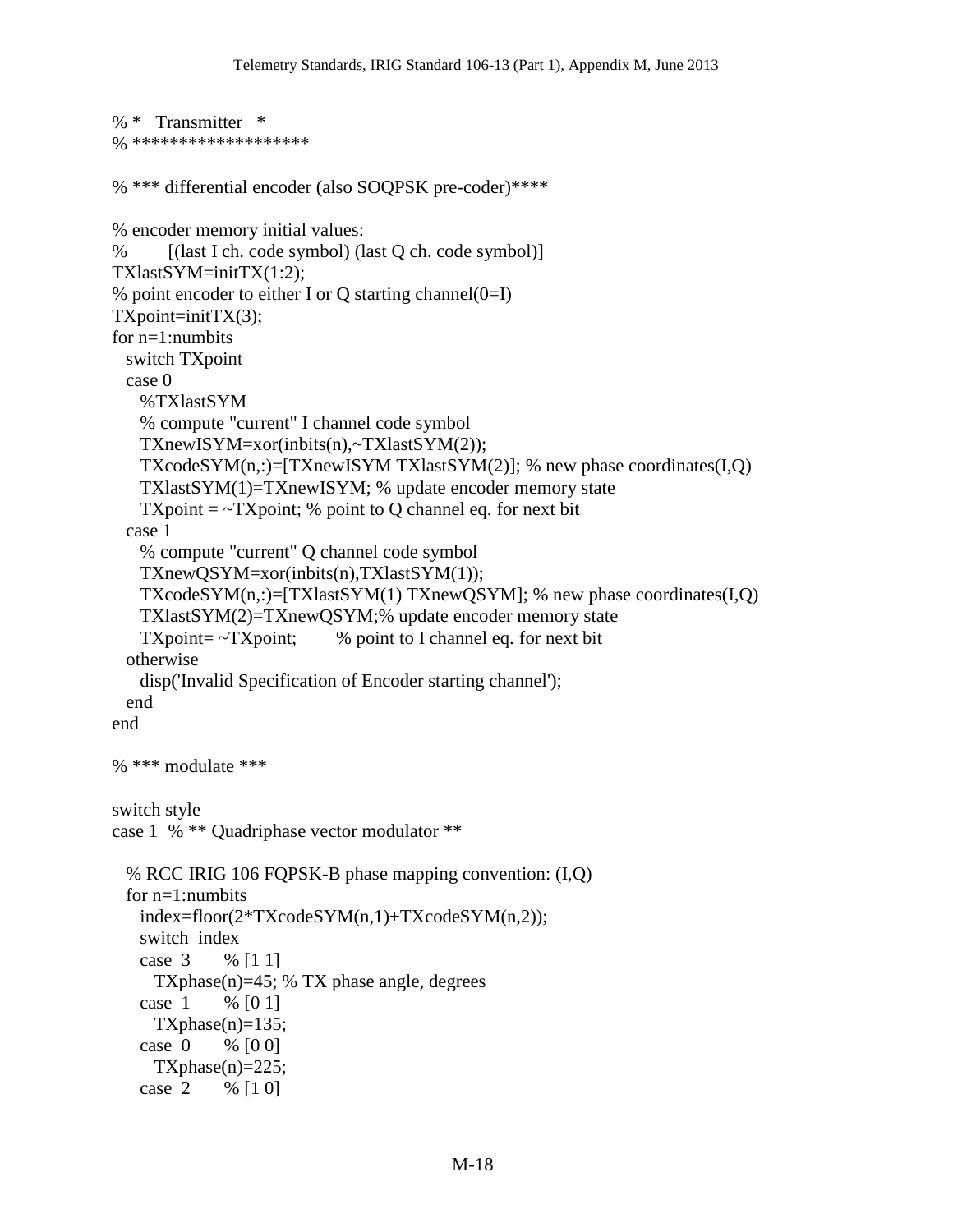```
% *   Transmitter   *
% *******************

% *** differential encoder (also SOQPSK pre-coder)****

% encoder memory initial values:
%        [(last I ch. code symbol) (last Q ch. code symbol)]
TXlastSYM=initTX(1:2);
% point encoder to either I or Q starting channel(0=I)
TXpoint=initTX(3);
for n=1:numbits
  switch TXpoint
  case 0
    %TXlastSYM
    % compute "current" I channel code symbol
    TXnewISYM=xor(inbits(n),~TXlastSYM(2));
    TXcodeSYM(n,:)=[TXnewISYM TXlastSYM(2)]; % new phase coordinates(I,Q)
    TXlastSYM(1)=TXnewISYM; % update encoder memory state
    TXpoint = ~TXpoint; % point to Q channel eq. for next bit
  case 1
    % compute "current" Q channel code symbol
    TXnewQSYM=xor(inbits(n),TXlastSYM(1));
    TXcodeSYM(n,:)=[TXlastSYM(1) TXnewQSYM]; % new phase coordinates(I,Q)
    TXlastSYM(2)=TXnewQSYM;% update encoder memory state
    TXpoint= ~TXpoint;        % point to I channel eq. for next bit
  otherwise
    disp('Invalid Specification of Encoder starting channel');
  end
end

% *** modulate ***

switch style
case 1  % ** Quadriphase vector modulator **

  % RCC IRIG 106 FQPSK-B phase mapping convention: (I,Q)
  for n=1:numbits
    index=floor(2*TXcodeSYM(n,1)+TXcodeSYM(n,2));
    switch  index
    case  3      % [1 1]
      TXphase(n)=45; % TX phase angle, degrees
    case  1      % [0 1]
      TXphase(n)=135;
    case  0      % [0 0]
      TXphase(n)=225;
    case  2      % [1 0]
```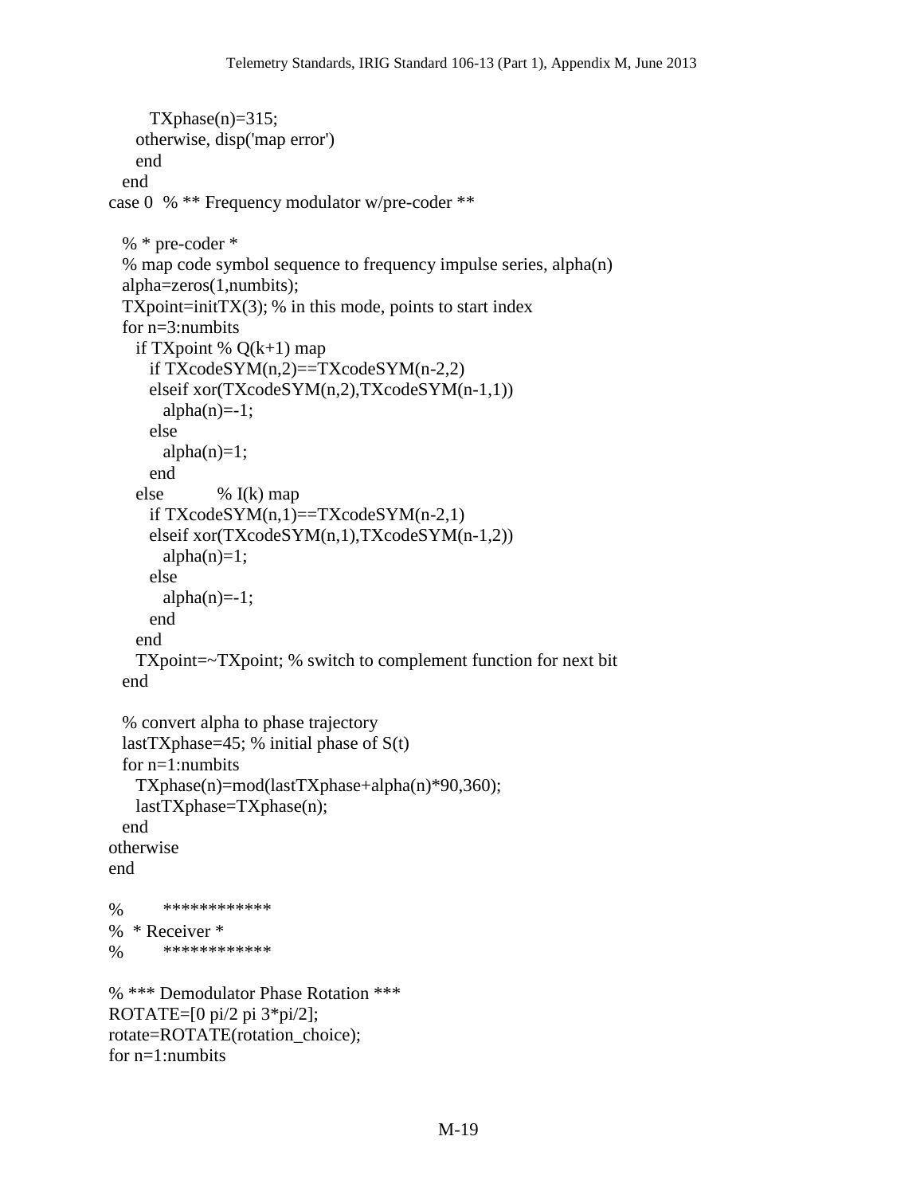```
      TXphase(n)=315;
    otherwise, disp('map error')
    end
  end
case 0  % ** Frequency modulator w/pre-coder **

  % * pre-coder *
  % map code symbol sequence to frequency impulse series, alpha(n)
  alpha=zeros(1,numbits);
  TXpoint=initTX(3); % in this mode, points to start index
  for n=3:numbits
    if TXpoint % Q(k+1) map
      if TXcodeSYM(n,2)==TXcodeSYM(n-2,2)
      elseif xor(TXcodeSYM(n,2),TXcodeSYM(n-1,1))
        alpha(n)=-1;
      else
        alpha(n)=1;
      end
    else          % I(k) map
      if TXcodeSYM(n,1)==TXcodeSYM(n-2,1)
      elseif xor(TXcodeSYM(n,1),TXcodeSYM(n-1,2))
        alpha(n)=1;
      else
        alpha(n)=-1;
      end
    end
    TXpoint=~TXpoint; % switch to complement function for next bit
  end

  % convert alpha to phase trajectory
  lastTXphase=45; % initial phase of S(t)
  for n=1:numbits
    TXphase(n)=mod(lastTXphase+alpha(n)*90,360);
    lastTXphase=TXphase(n);
  end
otherwise
end

%       ************
%  * Receiver *
%       ************

% *** Demodulator Phase Rotation ***
ROTATE=[0 pi/2 pi 3*pi/2];
rotate=ROTATE(rotation_choice);
for n=1:numbits
```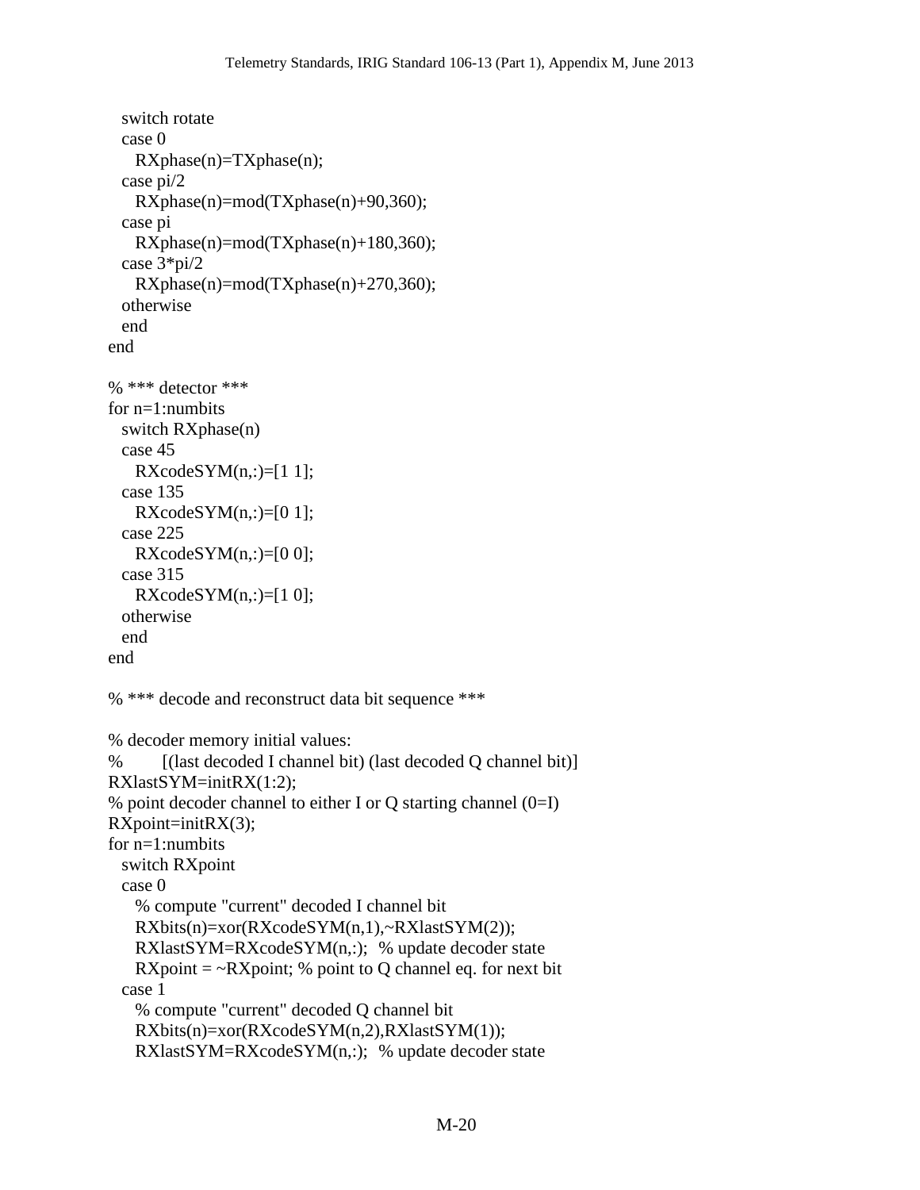```
  switch rotate
  case 0
    RXphase(n)=TXphase(n);
  case pi/2
    RXphase(n)=mod(TXphase(n)+90,360);
  case pi
    RXphase(n)=mod(TXphase(n)+180,360);
  case 3*pi/2
    RXphase(n)=mod(TXphase(n)+270,360);
  otherwise
  end
end

% *** detector ***
for n=1:numbits
  switch RXphase(n)
  case 45
    RXcodeSYM(n,:)=[1 1];
  case 135
    RXcodeSYM(n,:)=[0 1];
  case 225
    RXcodeSYM(n,:)=[0 0];
  case 315
    RXcodeSYM(n,:)=[1 0];
  otherwise
  end
end

% *** decode and reconstruct data bit sequence ***

% decoder memory initial values:
%       [(last decoded I channel bit) (last decoded Q channel bit)]
RXlastSYM=initRX(1:2);
% point decoder channel to either I or Q starting channel (0=I)
RXpoint=initRX(3);
for n=1:numbits
  switch RXpoint
  case 0
    % compute "current" decoded I channel bit
    RXbits(n)=xor(RXcodeSYM(n,1),~RXlastSYM(2));
    RXlastSYM=RXcodeSYM(n,:);  % update decoder state
    RXpoint = ~RXpoint; % point to Q channel eq. for next bit
  case 1
    % compute "current" decoded Q channel bit
    RXbits(n)=xor(RXcodeSYM(n,2),RXlastSYM(1));
    RXlastSYM=RXcodeSYM(n,:);  % update decoder state
```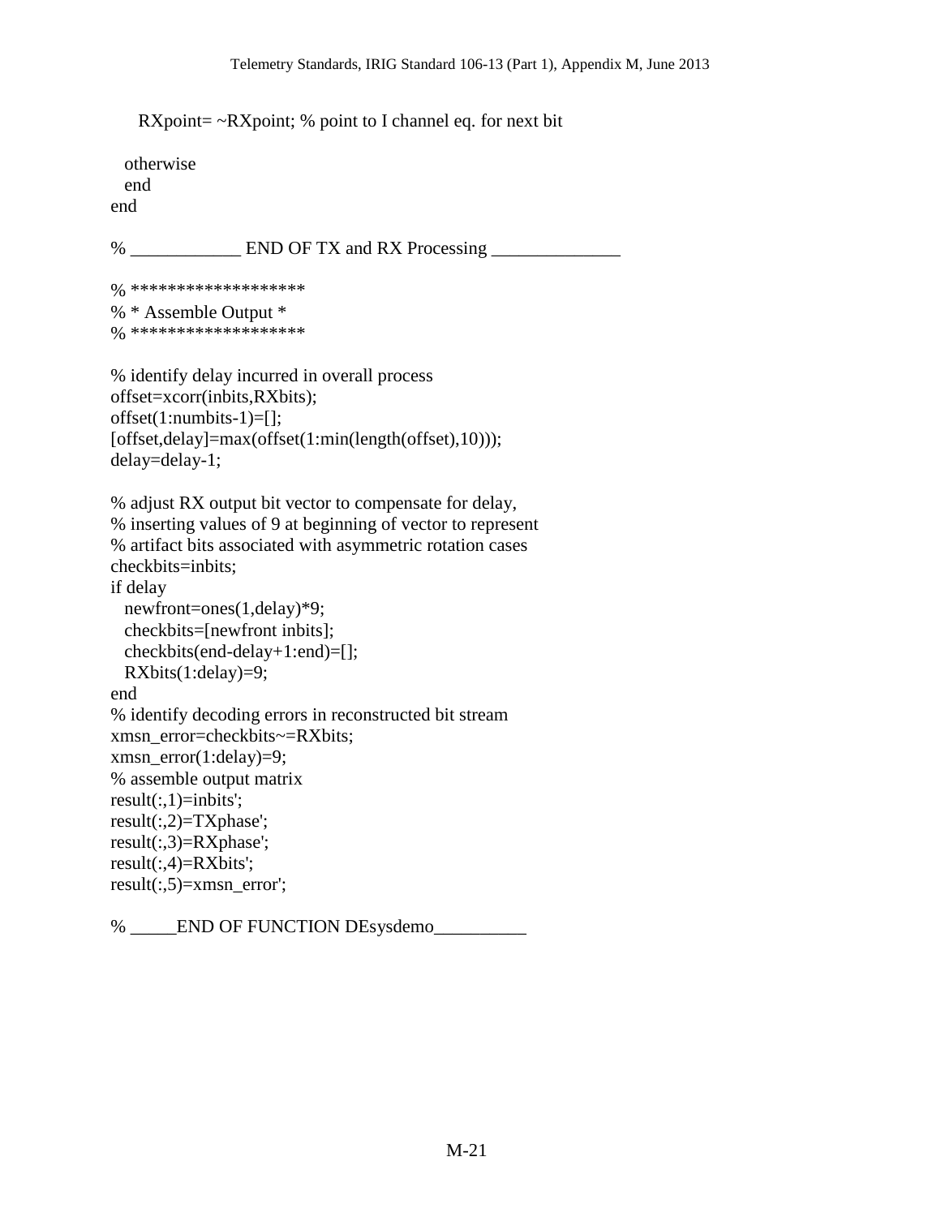```
    RXpoint= ~RXpoint; % point to I channel eq. for next bit

  otherwise
  end
end

% ____________ END OF TX and RX Processing ______________

% *******************
% * Assemble Output *
% *******************

% identify delay incurred in overall process
offset=xcorr(inbits,RXbits);
offset(1:numbits-1)=[];
[offset,delay]=max(offset(1:min(length(offset),10)));
delay=delay-1;

% adjust RX output bit vector to compensate for delay,
% inserting values of 9 at beginning of vector to represent
% artifact bits associated with asymmetric rotation cases
checkbits=inbits;
if delay
  newfront=ones(1,delay)*9;
  checkbits=[newfront inbits];
  checkbits(end-delay+1:end)=[];
  RXbits(1:delay)=9;
end
% identify decoding errors in reconstructed bit stream
xmsn_error=checkbits~=RXbits;
xmsn_error(1:delay)=9;
% assemble output matrix
result(:,1)=inbits';
result(:,2)=TXphase';
result(:,3)=RXphase';
result(:,4)=RXbits';
result(:,5)=xmsn_error';

% _____END OF FUNCTION DEsysdemo__________
```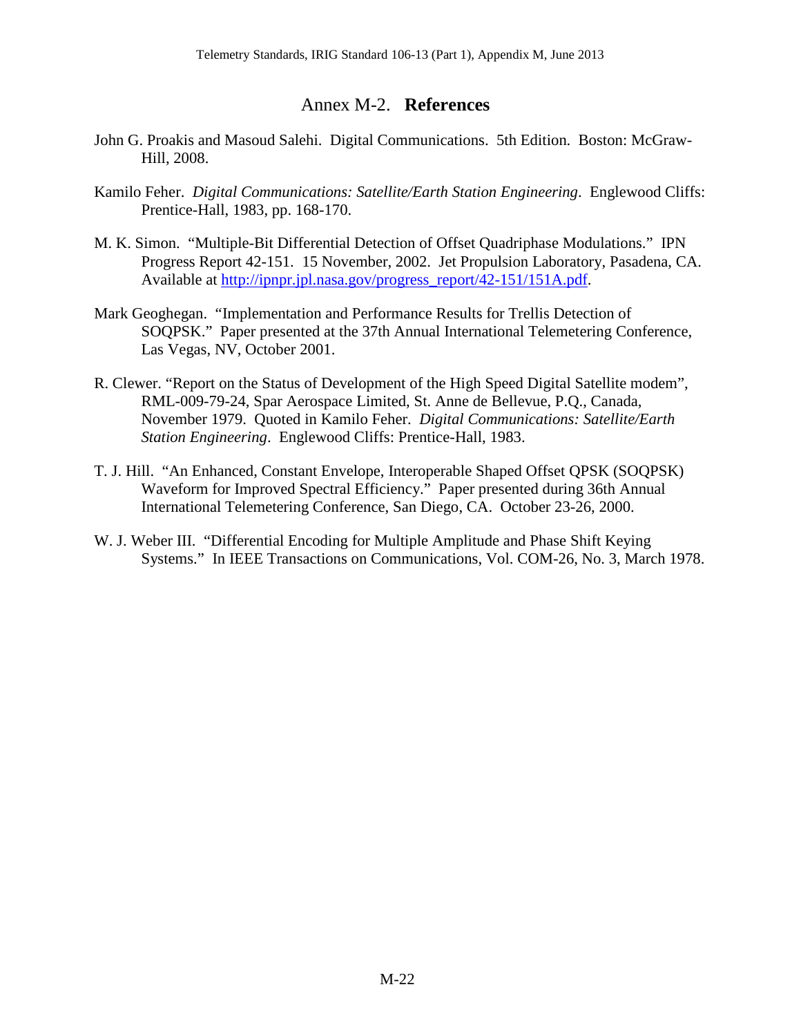# Annex M-2. **References**

John G. Proakis and Masoud Salehi. Digital Communications. 5th Edition. Boston: McGraw-Hill, 2008.

Kamilo Feher. *Digital Communications: Satellite/Earth Station Engineering*. Englewood Cliffs: Prentice-Hall, 1983, pp. 168-170.

M. K. Simon. "Multiple-Bit Differential Detection of Offset Quadriphase Modulations." IPN Progress Report 42-151. 15 November, 2002. Jet Propulsion Laboratory, Pasadena, CA. Available at [http://ipnpr.jpl.nasa.gov/progress_report/42-151/151A.pdf](http://ipnpr.jpl.nasa.gov/progress_report/42-151/151A.pdf).

Mark Geoghegan. "Implementation and Performance Results for Trellis Detection of SOQPSK." Paper presented at the 37th Annual International Telemetering Conference, Las Vegas, NV, October 2001.

R. Clewer. "Report on the Status of Development of the High Speed Digital Satellite modem", RML-009-79-24, Spar Aerospace Limited, St. Anne de Bellevue, P.Q., Canada, November 1979. Quoted in Kamilo Feher. *Digital Communications: Satellite/Earth Station Engineering*. Englewood Cliffs: Prentice-Hall, 1983.

T. J. Hill. "An Enhanced, Constant Envelope, Interoperable Shaped Offset QPSK (SOQPSK) Waveform for Improved Spectral Efficiency." Paper presented during 36th Annual International Telemetering Conference, San Diego, CA. October 23-26, 2000.

W. J. Weber III. "Differential Encoding for Multiple Amplitude and Phase Shift Keying Systems." In IEEE Transactions on Communications, Vol. COM-26, No. 3, March 1978.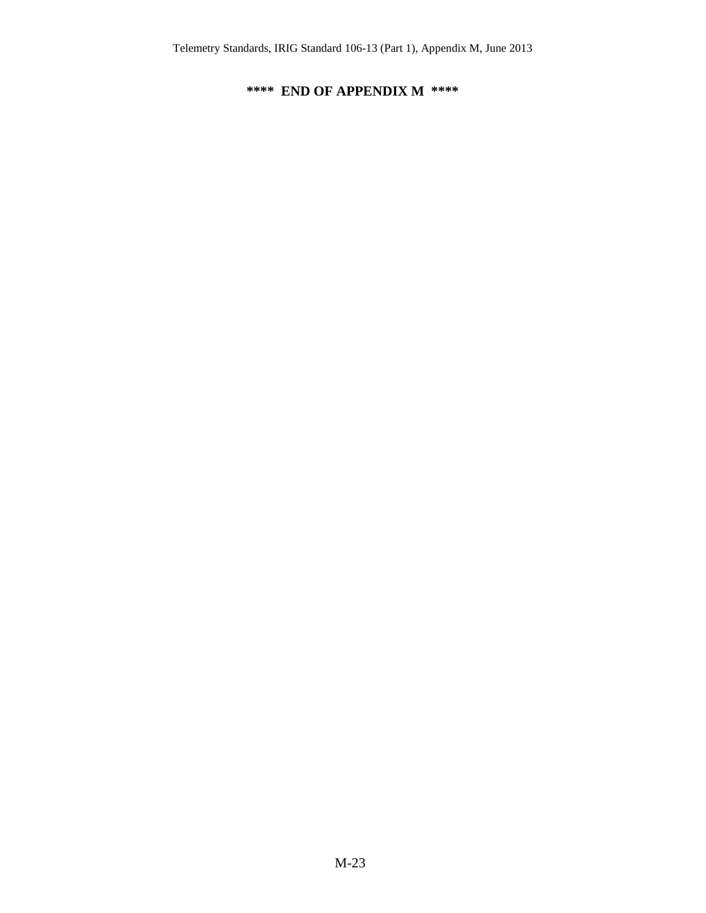**\*\*\*\*  END OF APPENDIX M  \*\*\*\***

**\*\*\*\* END OF APPENDIX M \*\*\*\***

**** END OF APPENDIX M ****